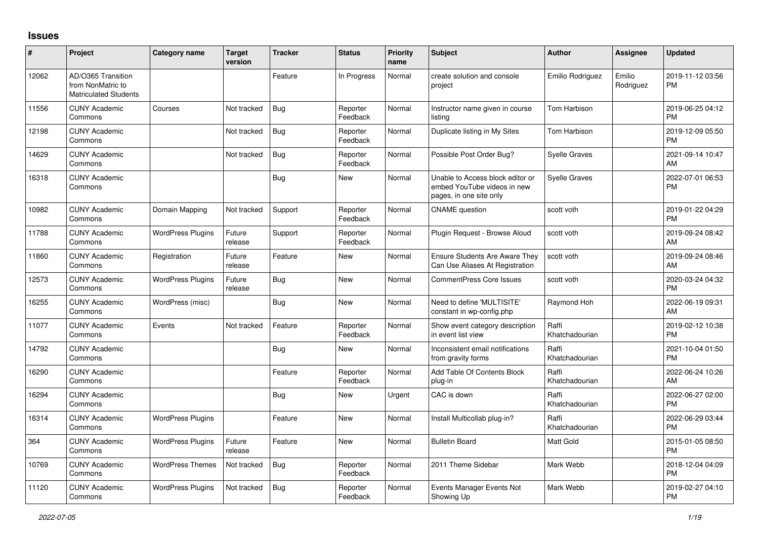## Issues

| # | Project | Category name | Target version | Tracker | Status | Priority name | Subject | Author | Assignee | Updated |
|---|---|---|---|---|---|---|---|---|---|---|
| 12062 | AD/O365 Transition from NonMatric to Matriculated Students | | | Feature | In Progress | Normal | create solution and console project | Emilio Rodriguez | Emilio Rodriguez | 2019-11-12 03:56 PM |
| 11556 | CUNY Academic Commons | Courses | Not tracked | Bug | Reporter Feedback | Normal | Instructor name given in course listing | Tom Harbison | | 2019-06-25 04:12 PM |
| 12198 | CUNY Academic Commons | | Not tracked | Bug | Reporter Feedback | Normal | Duplicate listing in My Sites | Tom Harbison | | 2019-12-09 05:50 PM |
| 14629 | CUNY Academic Commons | | Not tracked | Bug | Reporter Feedback | Normal | Possible Post Order Bug? | Syelle Graves | | 2021-09-14 10:47 AM |
| 16318 | CUNY Academic Commons | | | Bug | New | Normal | Unable to Access block editor or embed YouTube videos in new pages, in one site only | Syelle Graves | | 2022-07-01 06:53 PM |
| 10982 | CUNY Academic Commons | Domain Mapping | Not tracked | Support | Reporter Feedback | Normal | CNAME question | scott voth | | 2019-01-22 04:29 PM |
| 11788 | CUNY Academic Commons | WordPress Plugins | Future release | Support | Reporter Feedback | Normal | Plugin Request - Browse Aloud | scott voth | | 2019-09-24 08:42 AM |
| 11860 | CUNY Academic Commons | Registration | Future release | Feature | New | Normal | Ensure Students Are Aware They Can Use Aliases At Registration | scott voth | | 2019-09-24 08:46 AM |
| 12573 | CUNY Academic Commons | WordPress Plugins | Future release | Bug | New | Normal | CommentPress Core Issues | scott voth | | 2020-03-24 04:32 PM |
| 16255 | CUNY Academic Commons | WordPress (misc) | | Bug | New | Normal | Need to define 'MULTISITE' constant in wp-config.php | Raymond Hoh | | 2022-06-19 09:31 AM |
| 11077 | CUNY Academic Commons | Events | Not tracked | Feature | Reporter Feedback | Normal | Show event category description in event list view | Raffi Khatchadourian | | 2019-02-12 10:38 PM |
| 14792 | CUNY Academic Commons | | | Bug | New | Normal | Inconsistent email notifications from gravity forms | Raffi Khatchadourian | | 2021-10-04 01:50 PM |
| 16290 | CUNY Academic Commons | | | Feature | Reporter Feedback | Normal | Add Table Of Contents Block plug-in | Raffi Khatchadourian | | 2022-06-24 10:26 AM |
| 16294 | CUNY Academic Commons | | | Bug | New | Urgent | CAC is down | Raffi Khatchadourian | | 2022-06-27 02:00 PM |
| 16314 | CUNY Academic Commons | WordPress Plugins | | Feature | New | Normal | Install Multicollab plug-in? | Raffi Khatchadourian | | 2022-06-29 03:44 PM |
| 364 | CUNY Academic Commons | WordPress Plugins | Future release | Feature | New | Normal | Bulletin Board | Matt Gold | | 2015-01-05 08:50 PM |
| 10769 | CUNY Academic Commons | WordPress Themes | Not tracked | Bug | Reporter Feedback | Normal | 2011 Theme Sidebar | Mark Webb | | 2018-12-04 04:09 PM |
| 11120 | CUNY Academic Commons | WordPress Plugins | Not tracked | Bug | Reporter Feedback | Normal | Events Manager Events Not Showing Up | Mark Webb | | 2019-02-27 04:10 PM |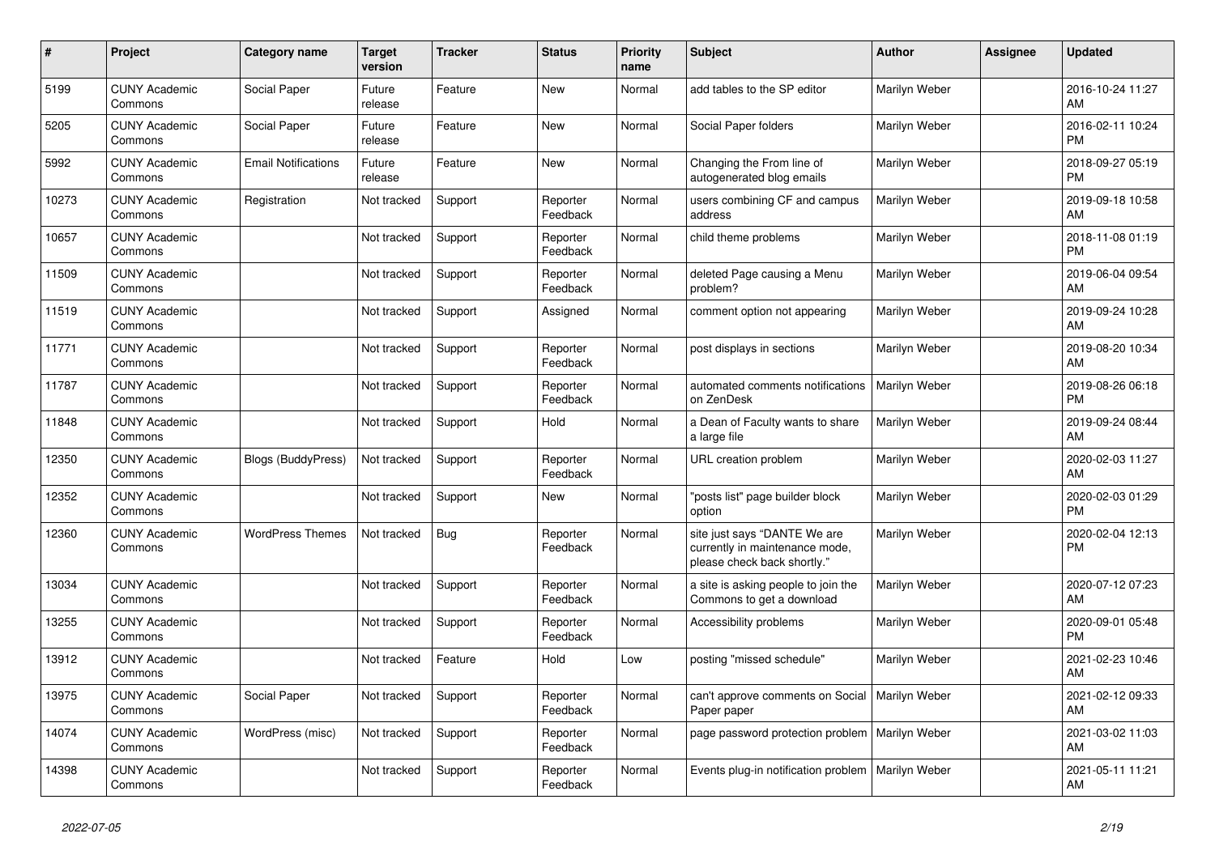| # | Project | Category name | Target version | Tracker | Status | Priority name | Subject | Author | Assignee | Updated |
|---|---|---|---|---|---|---|---|---|---|---|
| 5199 | CUNY Academic Commons | Social Paper | Future release | Feature | New | Normal | add tables to the SP editor | Marilyn Weber | | 2016-10-24 11:27 AM |
| 5205 | CUNY Academic Commons | Social Paper | Future release | Feature | New | Normal | Social Paper folders | Marilyn Weber | | 2016-02-11 10:24 PM |
| 5992 | CUNY Academic Commons | Email Notifications | Future release | Feature | New | Normal | Changing the From line of autogenerated blog emails | Marilyn Weber | | 2018-09-27 05:19 PM |
| 10273 | CUNY Academic Commons | Registration | Not tracked | Support | Reporter Feedback | Normal | users combining CF and campus address | Marilyn Weber | | 2019-09-18 10:58 AM |
| 10657 | CUNY Academic Commons | | Not tracked | Support | Reporter Feedback | Normal | child theme problems | Marilyn Weber | | 2018-11-08 01:19 PM |
| 11509 | CUNY Academic Commons | | Not tracked | Support | Reporter Feedback | Normal | deleted Page causing a Menu problem? | Marilyn Weber | | 2019-06-04 09:54 AM |
| 11519 | CUNY Academic Commons | | Not tracked | Support | Assigned | Normal | comment option not appearing | Marilyn Weber | | 2019-09-24 10:28 AM |
| 11771 | CUNY Academic Commons | | Not tracked | Support | Reporter Feedback | Normal | post displays in sections | Marilyn Weber | | 2019-08-20 10:34 AM |
| 11787 | CUNY Academic Commons | | Not tracked | Support | Reporter Feedback | Normal | automated comments notifications on ZenDesk | Marilyn Weber | | 2019-08-26 06:18 PM |
| 11848 | CUNY Academic Commons | | Not tracked | Support | Hold | Normal | a Dean of Faculty wants to share a large file | Marilyn Weber | | 2019-09-24 08:44 AM |
| 12350 | CUNY Academic Commons | Blogs (BuddyPress) | Not tracked | Support | Reporter Feedback | Normal | URL creation problem | Marilyn Weber | | 2020-02-03 11:27 AM |
| 12352 | CUNY Academic Commons | | Not tracked | Support | New | Normal | "posts list" page builder block option | Marilyn Weber | | 2020-02-03 01:29 PM |
| 12360 | CUNY Academic Commons | WordPress Themes | Not tracked | Bug | Reporter Feedback | Normal | site just says "DANTE We are currently in maintenance mode, please check back shortly." | Marilyn Weber | | 2020-02-04 12:13 PM |
| 13034 | CUNY Academic Commons | | Not tracked | Support | Reporter Feedback | Normal | a site is asking people to join the Commons to get a download | Marilyn Weber | | 2020-07-12 07:23 AM |
| 13255 | CUNY Academic Commons | | Not tracked | Support | Reporter Feedback | Normal | Accessibility problems | Marilyn Weber | | 2020-09-01 05:48 PM |
| 13912 | CUNY Academic Commons | | Not tracked | Feature | Hold | Low | posting "missed schedule" | Marilyn Weber | | 2021-02-23 10:46 AM |
| 13975 | CUNY Academic Commons | Social Paper | Not tracked | Support | Reporter Feedback | Normal | can't approve comments on Social Paper paper | Marilyn Weber | | 2021-02-12 09:33 AM |
| 14074 | CUNY Academic Commons | WordPress (misc) | Not tracked | Support | Reporter Feedback | Normal | page password protection problem | Marilyn Weber | | 2021-03-02 11:03 AM |
| 14398 | CUNY Academic Commons | | Not tracked | Support | Reporter Feedback | Normal | Events plug-in notification problem | Marilyn Weber | | 2021-05-11 11:21 AM |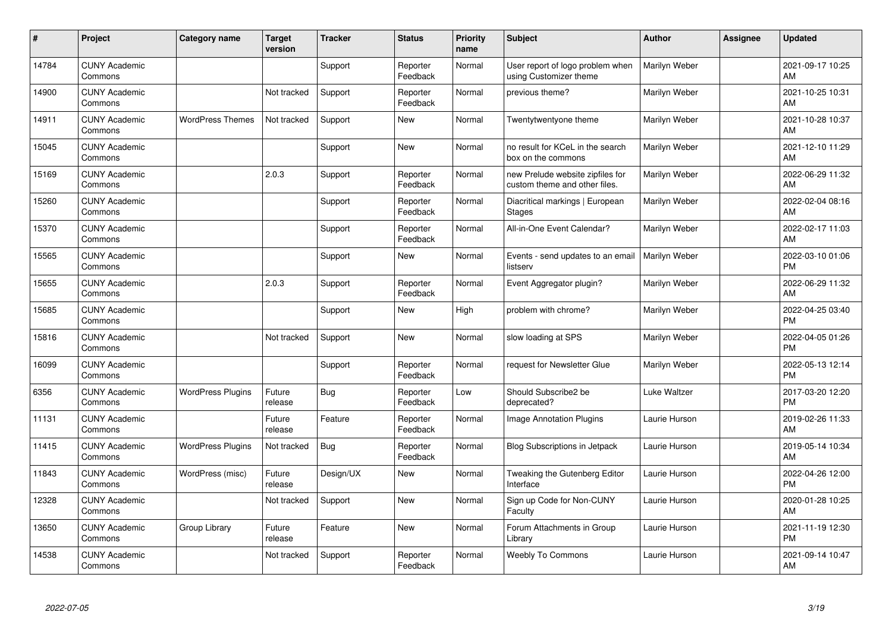| # | Project | Category name | Target version | Tracker | Status | Priority name | Subject | Author | Assignee | Updated |
|---|---|---|---|---|---|---|---|---|---|---|
| 14784 | CUNY Academic Commons | | | Support | Reporter Feedback | Normal | User report of logo problem when using Customizer theme | Marilyn Weber | | 2021-09-17 10:25 AM |
| 14900 | CUNY Academic Commons | | Not tracked | Support | Reporter Feedback | Normal | previous theme? | Marilyn Weber | | 2021-10-25 10:31 AM |
| 14911 | CUNY Academic Commons | WordPress Themes | Not tracked | Support | New | Normal | Twentytwentyone theme | Marilyn Weber | | 2021-10-28 10:37 AM |
| 15045 | CUNY Academic Commons | | | Support | New | Normal | no result for KCeL in the search box on the commons | Marilyn Weber | | 2021-12-10 11:29 AM |
| 15169 | CUNY Academic Commons | | 2.0.3 | Support | Reporter Feedback | Normal | new Prelude website zipfiles for custom theme and other files. | Marilyn Weber | | 2022-06-29 11:32 AM |
| 15260 | CUNY Academic Commons | | | Support | Reporter Feedback | Normal | Diacritical markings \| European Stages | Marilyn Weber | | 2022-02-04 08:16 AM |
| 15370 | CUNY Academic Commons | | | Support | Reporter Feedback | Normal | All-in-One Event Calendar? | Marilyn Weber | | 2022-02-17 11:03 AM |
| 15565 | CUNY Academic Commons | | | Support | New | Normal | Events - send updates to an email listserv | Marilyn Weber | | 2022-03-10 01:06 PM |
| 15655 | CUNY Academic Commons | | 2.0.3 | Support | Reporter Feedback | Normal | Event Aggregator plugin? | Marilyn Weber | | 2022-06-29 11:32 AM |
| 15685 | CUNY Academic Commons | | | Support | New | High | problem with chrome? | Marilyn Weber | | 2022-04-25 03:40 PM |
| 15816 | CUNY Academic Commons | | Not tracked | Support | New | Normal | slow loading at SPS | Marilyn Weber | | 2022-04-05 01:26 PM |
| 16099 | CUNY Academic Commons | | | Support | Reporter Feedback | Normal | request for Newsletter Glue | Marilyn Weber | | 2022-05-13 12:14 PM |
| 6356 | CUNY Academic Commons | WordPress Plugins | Future release | Bug | Reporter Feedback | Low | Should Subscribe2 be deprecated? | Luke Waltzer | | 2017-03-20 12:20 PM |
| 11131 | CUNY Academic Commons | | Future release | Feature | Reporter Feedback | Normal | Image Annotation Plugins | Laurie Hurson | | 2019-02-26 11:33 AM |
| 11415 | CUNY Academic Commons | WordPress Plugins | Not tracked | Bug | Reporter Feedback | Normal | Blog Subscriptions in Jetpack | Laurie Hurson | | 2019-05-14 10:34 AM |
| 11843 | CUNY Academic Commons | WordPress (misc) | Future release | Design/UX | New | Normal | Tweaking the Gutenberg Editor Interface | Laurie Hurson | | 2022-04-26 12:00 PM |
| 12328 | CUNY Academic Commons | | Not tracked | Support | New | Normal | Sign up Code for Non-CUNY Faculty | Laurie Hurson | | 2020-01-28 10:25 AM |
| 13650 | CUNY Academic Commons | Group Library | Future release | Feature | New | Normal | Forum Attachments in Group Library | Laurie Hurson | | 2021-11-19 12:30 PM |
| 14538 | CUNY Academic Commons | | Not tracked | Support | Reporter Feedback | Normal | Weebly To Commons | Laurie Hurson | | 2021-09-14 10:47 AM |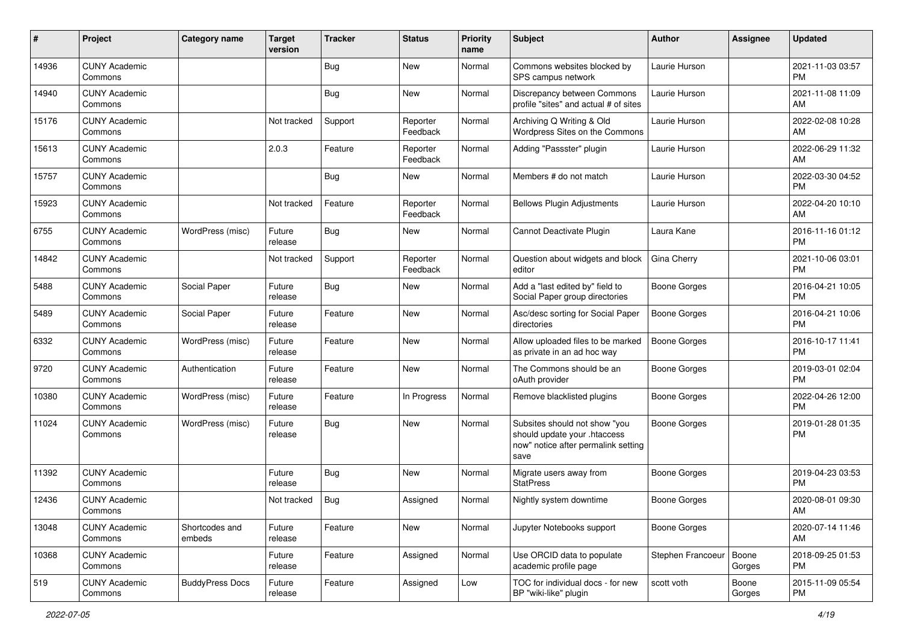| # | Project | Category name | Target version | Tracker | Status | Priority name | Subject | Author | Assignee | Updated |
|---|---|---|---|---|---|---|---|---|---|---|
| 14936 | CUNY Academic Commons | | | Bug | New | Normal | Commons websites blocked by SPS campus network | Laurie Hurson | | 2021-11-03 03:57 PM |
| 14940 | CUNY Academic Commons | | | Bug | New | Normal | Discrepancy between Commons profile "sites" and actual # of sites | Laurie Hurson | | 2021-11-08 11:09 AM |
| 15176 | CUNY Academic Commons | | Not tracked | Support | Reporter Feedback | Normal | Archiving Q Writing & Old Wordpress Sites on the Commons | Laurie Hurson | | 2022-02-08 10:28 AM |
| 15613 | CUNY Academic Commons | | 2.0.3 | Feature | Reporter Feedback | Normal | Adding "Passster" plugin | Laurie Hurson | | 2022-06-29 11:32 AM |
| 15757 | CUNY Academic Commons | | | Bug | New | Normal | Members # do not match | Laurie Hurson | | 2022-03-30 04:52 PM |
| 15923 | CUNY Academic Commons | | Not tracked | Feature | Reporter Feedback | Normal | Bellows Plugin Adjustments | Laurie Hurson | | 2022-04-20 10:10 AM |
| 6755 | CUNY Academic Commons | WordPress (misc) | Future release | Bug | New | Normal | Cannot Deactivate Plugin | Laura Kane | | 2016-11-16 01:12 PM |
| 14842 | CUNY Academic Commons | | Not tracked | Support | Reporter Feedback | Normal | Question about widgets and block editor | Gina Cherry | | 2021-10-06 03:01 PM |
| 5488 | CUNY Academic Commons | Social Paper | Future release | Bug | New | Normal | Add a "last edited by" field to Social Paper group directories | Boone Gorges | | 2016-04-21 10:05 PM |
| 5489 | CUNY Academic Commons | Social Paper | Future release | Feature | New | Normal | Asc/desc sorting for Social Paper directories | Boone Gorges | | 2016-04-21 10:06 PM |
| 6332 | CUNY Academic Commons | WordPress (misc) | Future release | Feature | New | Normal | Allow uploaded files to be marked as private in an ad hoc way | Boone Gorges | | 2016-10-17 11:41 PM |
| 9720 | CUNY Academic Commons | Authentication | Future release | Feature | New | Normal | The Commons should be an oAuth provider | Boone Gorges | | 2019-03-01 02:04 PM |
| 10380 | CUNY Academic Commons | WordPress (misc) | Future release | Feature | In Progress | Normal | Remove blacklisted plugins | Boone Gorges | | 2022-04-26 12:00 PM |
| 11024 | CUNY Academic Commons | WordPress (misc) | Future release | Bug | New | Normal | Subsites should not show "you should update your .htaccess now" notice after permalink setting save | Boone Gorges | | 2019-01-28 01:35 PM |
| 11392 | CUNY Academic Commons | | Future release | Bug | New | Normal | Migrate users away from StatPress | Boone Gorges | | 2019-04-23 03:53 PM |
| 12436 | CUNY Academic Commons | | Not tracked | Bug | Assigned | Normal | Nightly system downtime | Boone Gorges | | 2020-08-01 09:30 AM |
| 13048 | CUNY Academic Commons | Shortcodes and embeds | Future release | Feature | New | Normal | Jupyter Notebooks support | Boone Gorges | | 2020-07-14 11:46 AM |
| 10368 | CUNY Academic Commons | | Future release | Feature | Assigned | Normal | Use ORCID data to populate academic profile page | Stephen Francoeur | Boone Gorges | 2018-09-25 01:53 PM |
| 519 | CUNY Academic Commons | BuddyPress Docs | Future release | Feature | Assigned | Low | TOC for individual docs - for new BP "wiki-like" plugin | scott voth | Boone Gorges | 2015-11-09 05:54 PM |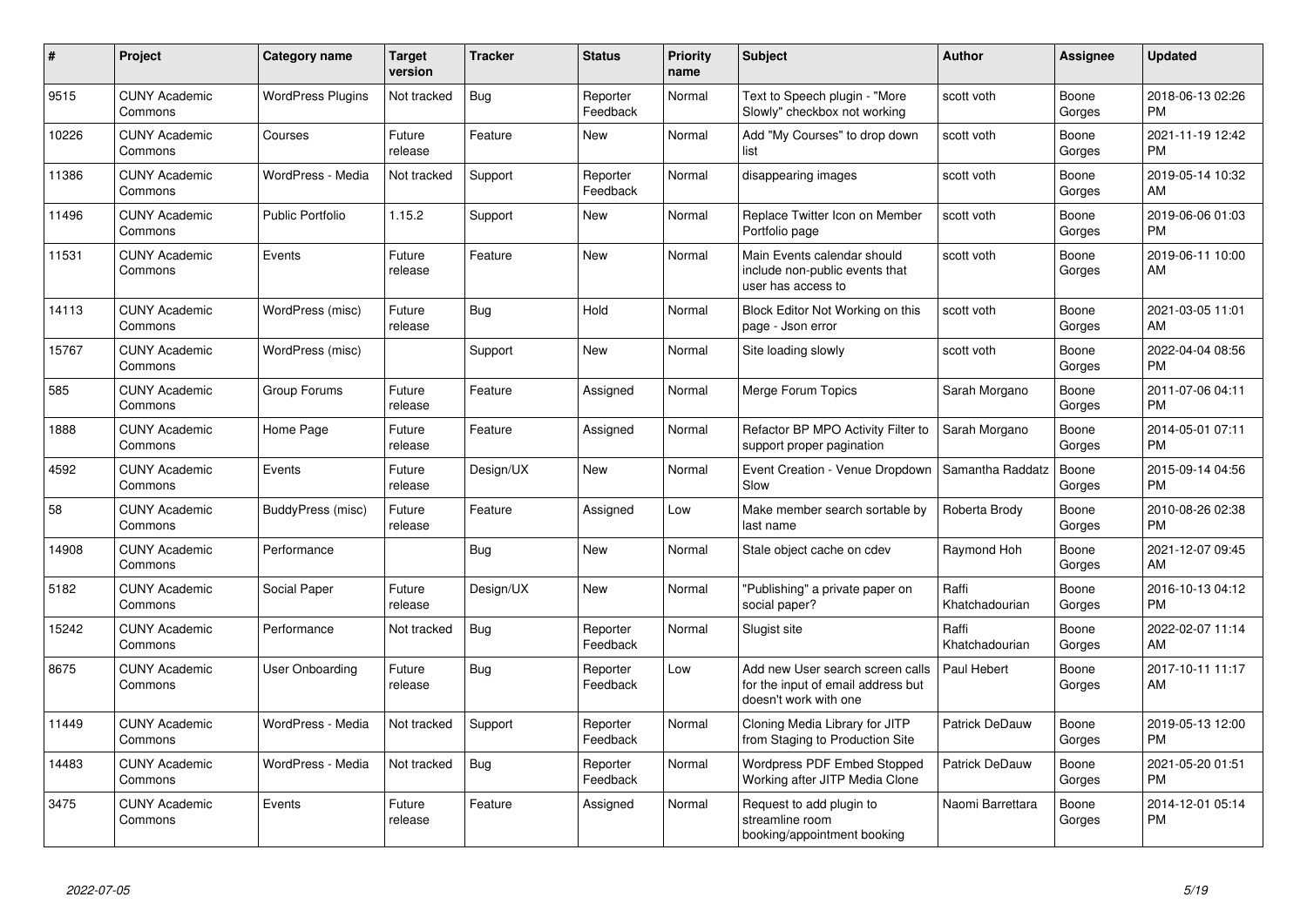| # | Project | Category name | Target version | Tracker | Status | Priority name | Subject | Author | Assignee | Updated |
|---|---|---|---|---|---|---|---|---|---|---|
| 9515 | CUNY Academic Commons | WordPress Plugins | Not tracked | Bug | Reporter Feedback | Normal | Text to Speech plugin - "More Slowly" checkbox not working | scott voth | Boone Gorges | 2018-06-13 02:26 PM |
| 10226 | CUNY Academic Commons | Courses | Future release | Feature | New | Normal | Add "My Courses" to drop down list | scott voth | Boone Gorges | 2021-11-19 12:42 PM |
| 11386 | CUNY Academic Commons | WordPress - Media | Not tracked | Support | Reporter Feedback | Normal | disappearing images | scott voth | Boone Gorges | 2019-05-14 10:32 AM |
| 11496 | CUNY Academic Commons | Public Portfolio | 1.15.2 | Support | New | Normal | Replace Twitter Icon on Member Portfolio page | scott voth | Boone Gorges | 2019-06-06 01:03 PM |
| 11531 | CUNY Academic Commons | Events | Future release | Feature | New | Normal | Main Events calendar should include non-public events that user has access to | scott voth | Boone Gorges | 2019-06-11 10:00 AM |
| 14113 | CUNY Academic Commons | WordPress (misc) | Future release | Bug | Hold | Normal | Block Editor Not Working on this page - Json error | scott voth | Boone Gorges | 2021-03-05 11:01 AM |
| 15767 | CUNY Academic Commons | WordPress (misc) | | Support | New | Normal | Site loading slowly | scott voth | Boone Gorges | 2022-04-04 08:56 PM |
| 585 | CUNY Academic Commons | Group Forums | Future release | Feature | Assigned | Normal | Merge Forum Topics | Sarah Morgano | Boone Gorges | 2011-07-06 04:11 PM |
| 1888 | CUNY Academic Commons | Home Page | Future release | Feature | Assigned | Normal | Refactor BP MPO Activity Filter to support proper pagination | Sarah Morgano | Boone Gorges | 2014-05-01 07:11 PM |
| 4592 | CUNY Academic Commons | Events | Future release | Design/UX | New | Normal | Event Creation - Venue Dropdown Slow | Samantha Raddatz | Boone Gorges | 2015-09-14 04:56 PM |
| 58 | CUNY Academic Commons | BuddyPress (misc) | Future release | Feature | Assigned | Low | Make member search sortable by last name | Roberta Brody | Boone Gorges | 2010-08-26 02:38 PM |
| 14908 | CUNY Academic Commons | Performance | | Bug | New | Normal | Stale object cache on cdev | Raymond Hoh | Boone Gorges | 2021-12-07 09:45 AM |
| 5182 | CUNY Academic Commons | Social Paper | Future release | Design/UX | New | Normal | "Publishing" a private paper on social paper? | Raffi Khatchadourian | Boone Gorges | 2016-10-13 04:12 PM |
| 15242 | CUNY Academic Commons | Performance | Not tracked | Bug | Reporter Feedback | Normal | Slugist site | Raffi Khatchadourian | Boone Gorges | 2022-02-07 11:14 AM |
| 8675 | CUNY Academic Commons | User Onboarding | Future release | Bug | Reporter Feedback | Low | Add new User search screen calls for the input of email address but doesn't work with one | Paul Hebert | Boone Gorges | 2017-10-11 11:17 AM |
| 11449 | CUNY Academic Commons | WordPress - Media | Not tracked | Support | Reporter Feedback | Normal | Cloning Media Library for JITP from Staging to Production Site | Patrick DeDauw | Boone Gorges | 2019-05-13 12:00 PM |
| 14483 | CUNY Academic Commons | WordPress - Media | Not tracked | Bug | Reporter Feedback | Normal | Wordpress PDF Embed Stopped Working after JITP Media Clone | Patrick DeDauw | Boone Gorges | 2021-05-20 01:51 PM |
| 3475 | CUNY Academic Commons | Events | Future release | Feature | Assigned | Normal | Request to add plugin to streamline room booking/appointment booking | Naomi Barrettara | Boone Gorges | 2014-12-01 05:14 PM |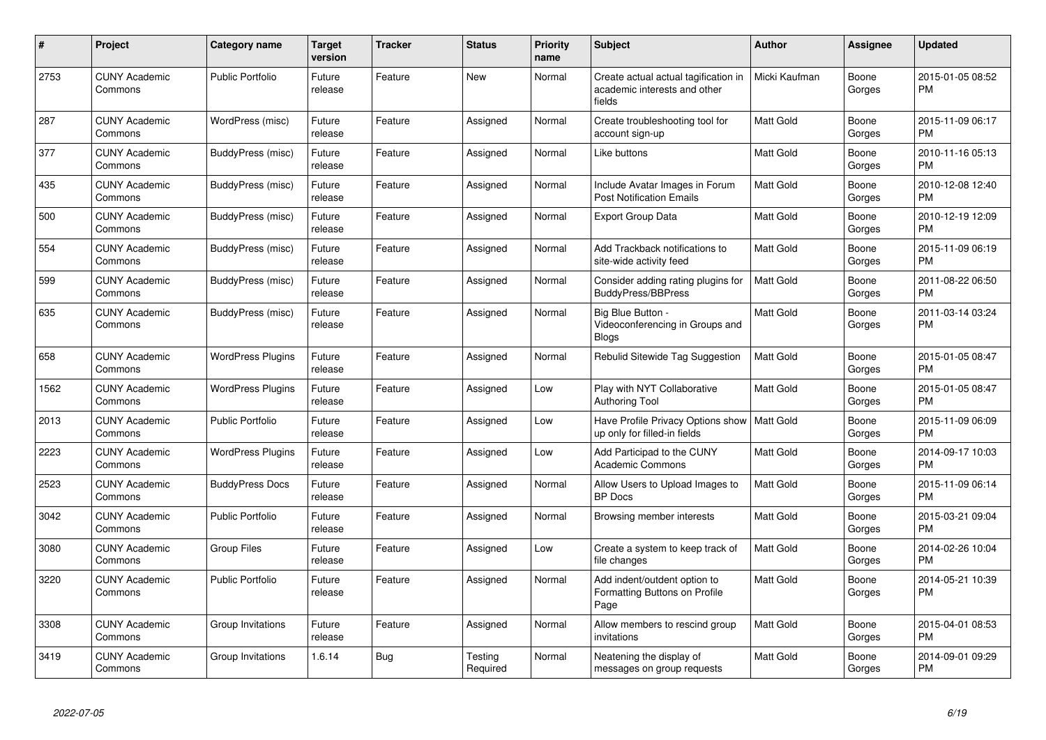| # | Project | Category name | Target version | Tracker | Status | Priority name | Subject | Author | Assignee | Updated |
|---|---|---|---|---|---|---|---|---|---|---|
| 2753 | CUNY Academic Commons | Public Portfolio | Future release | Feature | New | Normal | Create actual actual tagification in academic interests and other fields | Micki Kaufman | Boone Gorges | 2015-01-05 08:52 PM |
| 287 | CUNY Academic Commons | WordPress (misc) | Future release | Feature | Assigned | Normal | Create troubleshooting tool for account sign-up | Matt Gold | Boone Gorges | 2015-11-09 06:17 PM |
| 377 | CUNY Academic Commons | BuddyPress (misc) | Future release | Feature | Assigned | Normal | Like buttons | Matt Gold | Boone Gorges | 2010-11-16 05:13 PM |
| 435 | CUNY Academic Commons | BuddyPress (misc) | Future release | Feature | Assigned | Normal | Include Avatar Images in Forum Post Notification Emails | Matt Gold | Boone Gorges | 2010-12-08 12:40 PM |
| 500 | CUNY Academic Commons | BuddyPress (misc) | Future release | Feature | Assigned | Normal | Export Group Data | Matt Gold | Boone Gorges | 2010-12-19 12:09 PM |
| 554 | CUNY Academic Commons | BuddyPress (misc) | Future release | Feature | Assigned | Normal | Add Trackback notifications to site-wide activity feed | Matt Gold | Boone Gorges | 2015-11-09 06:19 PM |
| 599 | CUNY Academic Commons | BuddyPress (misc) | Future release | Feature | Assigned | Normal | Consider adding rating plugins for BuddyPress/BBPress | Matt Gold | Boone Gorges | 2011-08-22 06:50 PM |
| 635 | CUNY Academic Commons | BuddyPress (misc) | Future release | Feature | Assigned | Normal | Big Blue Button - Videoconferencing in Groups and Blogs | Matt Gold | Boone Gorges | 2011-03-14 03:24 PM |
| 658 | CUNY Academic Commons | WordPress Plugins | Future release | Feature | Assigned | Normal | Rebulid Sitewide Tag Suggestion | Matt Gold | Boone Gorges | 2015-01-05 08:47 PM |
| 1562 | CUNY Academic Commons | WordPress Plugins | Future release | Feature | Assigned | Low | Play with NYT Collaborative Authoring Tool | Matt Gold | Boone Gorges | 2015-01-05 08:47 PM |
| 2013 | CUNY Academic Commons | Public Portfolio | Future release | Feature | Assigned | Low | Have Profile Privacy Options show up only for filled-in fields | Matt Gold | Boone Gorges | 2015-11-09 06:09 PM |
| 2223 | CUNY Academic Commons | WordPress Plugins | Future release | Feature | Assigned | Low | Add Participad to the CUNY Academic Commons | Matt Gold | Boone Gorges | 2014-09-17 10:03 PM |
| 2523 | CUNY Academic Commons | BuddyPress Docs | Future release | Feature | Assigned | Normal | Allow Users to Upload Images to BP Docs | Matt Gold | Boone Gorges | 2015-11-09 06:14 PM |
| 3042 | CUNY Academic Commons | Public Portfolio | Future release | Feature | Assigned | Normal | Browsing member interests | Matt Gold | Boone Gorges | 2015-03-21 09:04 PM |
| 3080 | CUNY Academic Commons | Group Files | Future release | Feature | Assigned | Low | Create a system to keep track of file changes | Matt Gold | Boone Gorges | 2014-02-26 10:04 PM |
| 3220 | CUNY Academic Commons | Public Portfolio | Future release | Feature | Assigned | Normal | Add indent/outdent option to Formatting Buttons on Profile Page | Matt Gold | Boone Gorges | 2014-05-21 10:39 PM |
| 3308 | CUNY Academic Commons | Group Invitations | Future release | Feature | Assigned | Normal | Allow members to rescind group invitations | Matt Gold | Boone Gorges | 2015-04-01 08:53 PM |
| 3419 | CUNY Academic Commons | Group Invitations | 1.6.14 | Bug | Testing Required | Normal | Neatening the display of messages on group requests | Matt Gold | Boone Gorges | 2014-09-01 09:29 PM |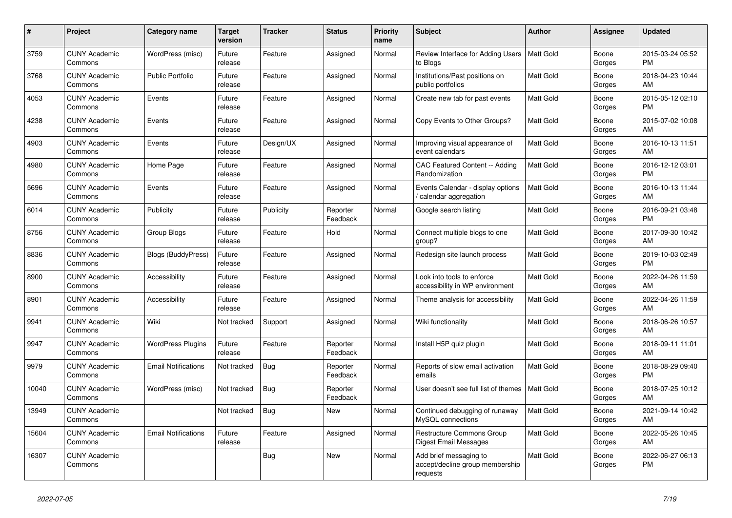| # | Project | Category name | Target version | Tracker | Status | Priority name | Subject | Author | Assignee | Updated |
|---|---|---|---|---|---|---|---|---|---|---|
| 3759 | CUNY Academic Commons | WordPress (misc) | Future release | Feature | Assigned | Normal | Review Interface for Adding Users to Blogs | Matt Gold | Boone Gorges | 2015-03-24 05:52 PM |
| 3768 | CUNY Academic Commons | Public Portfolio | Future release | Feature | Assigned | Normal | Institutions/Past positions on public portfolios | Matt Gold | Boone Gorges | 2018-04-23 10:44 AM |
| 4053 | CUNY Academic Commons | Events | Future release | Feature | Assigned | Normal | Create new tab for past events | Matt Gold | Boone Gorges | 2015-05-12 02:10 PM |
| 4238 | CUNY Academic Commons | Events | Future release | Feature | Assigned | Normal | Copy Events to Other Groups? | Matt Gold | Boone Gorges | 2015-07-02 10:08 AM |
| 4903 | CUNY Academic Commons | Events | Future release | Design/UX | Assigned | Normal | Improving visual appearance of event calendars | Matt Gold | Boone Gorges | 2016-10-13 11:51 AM |
| 4980 | CUNY Academic Commons | Home Page | Future release | Feature | Assigned | Normal | CAC Featured Content -- Adding Randomization | Matt Gold | Boone Gorges | 2016-12-12 03:01 PM |
| 5696 | CUNY Academic Commons | Events | Future release | Feature | Assigned | Normal | Events Calendar - display options / calendar aggregation | Matt Gold | Boone Gorges | 2016-10-13 11:44 AM |
| 6014 | CUNY Academic Commons | Publicity | Future release | Publicity | Reporter Feedback | Normal | Google search listing | Matt Gold | Boone Gorges | 2016-09-21 03:48 PM |
| 8756 | CUNY Academic Commons | Group Blogs | Future release | Feature | Hold | Normal | Connect multiple blogs to one group? | Matt Gold | Boone Gorges | 2017-09-30 10:42 AM |
| 8836 | CUNY Academic Commons | Blogs (BuddyPress) | Future release | Feature | Assigned | Normal | Redesign site launch process | Matt Gold | Boone Gorges | 2019-10-03 02:49 PM |
| 8900 | CUNY Academic Commons | Accessibility | Future release | Feature | Assigned | Normal | Look into tools to enforce accessibility in WP environment | Matt Gold | Boone Gorges | 2022-04-26 11:59 AM |
| 8901 | CUNY Academic Commons | Accessibility | Future release | Feature | Assigned | Normal | Theme analysis for accessibility | Matt Gold | Boone Gorges | 2022-04-26 11:59 AM |
| 9941 | CUNY Academic Commons | Wiki | Not tracked | Support | Assigned | Normal | Wiki functionality | Matt Gold | Boone Gorges | 2018-06-26 10:57 AM |
| 9947 | CUNY Academic Commons | WordPress Plugins | Future release | Feature | Reporter Feedback | Normal | Install H5P quiz plugin | Matt Gold | Boone Gorges | 2018-09-11 11:01 AM |
| 9979 | CUNY Academic Commons | Email Notifications | Not tracked | Bug | Reporter Feedback | Normal | Reports of slow email activation emails | Matt Gold | Boone Gorges | 2018-08-29 09:40 PM |
| 10040 | CUNY Academic Commons | WordPress (misc) | Not tracked | Bug | Reporter Feedback | Normal | User doesn't see full list of themes | Matt Gold | Boone Gorges | 2018-07-25 10:12 AM |
| 13949 | CUNY Academic Commons | | Not tracked | Bug | New | Normal | Continued debugging of runaway MySQL connections | Matt Gold | Boone Gorges | 2021-09-14 10:42 AM |
| 15604 | CUNY Academic Commons | Email Notifications | Future release | Feature | Assigned | Normal | Restructure Commons Group Digest Email Messages | Matt Gold | Boone Gorges | 2022-05-26 10:45 AM |
| 16307 | CUNY Academic Commons | | | Bug | New | Normal | Add brief messaging to accept/decline group membership requests | Matt Gold | Boone Gorges | 2022-06-27 06:13 PM |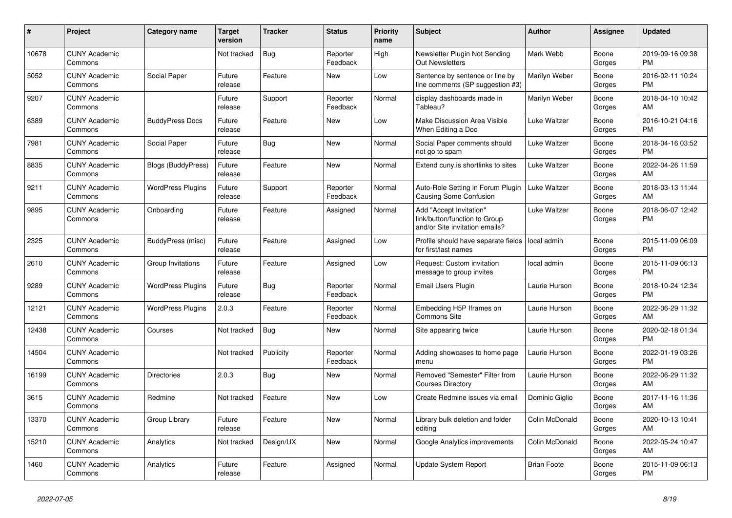| # | Project | Category name | Target version | Tracker | Status | Priority name | Subject | Author | Assignee | Updated |
|---|---|---|---|---|---|---|---|---|---|---|
| 10678 | CUNY Academic Commons | | Not tracked | Bug | Reporter Feedback | High | Newsletter Plugin Not Sending Out Newsletters | Mark Webb | Boone Gorges | 2019-09-16 09:38 PM |
| 5052 | CUNY Academic Commons | Social Paper | Future release | Feature | New | Low | Sentence by sentence or line by line comments (SP suggestion #3) | Marilyn Weber | Boone Gorges | 2016-02-11 10:24 PM |
| 9207 | CUNY Academic Commons | | Future release | Support | Reporter Feedback | Normal | display dashboards made in Tableau? | Marilyn Weber | Boone Gorges | 2018-04-10 10:42 AM |
| 6389 | CUNY Academic Commons | BuddyPress Docs | Future release | Feature | New | Low | Make Discussion Area Visible When Editing a Doc | Luke Waltzer | Boone Gorges | 2016-10-21 04:16 PM |
| 7981 | CUNY Academic Commons | Social Paper | Future release | Bug | New | Normal | Social Paper comments should not go to spam | Luke Waltzer | Boone Gorges | 2018-04-16 03:52 PM |
| 8835 | CUNY Academic Commons | Blogs (BuddyPress) | Future release | Feature | New | Normal | Extend cuny.is shortlinks to sites | Luke Waltzer | Boone Gorges | 2022-04-26 11:59 AM |
| 9211 | CUNY Academic Commons | WordPress Plugins | Future release | Support | Reporter Feedback | Normal | Auto-Role Setting in Forum Plugin Causing Some Confusion | Luke Waltzer | Boone Gorges | 2018-03-13 11:44 AM |
| 9895 | CUNY Academic Commons | Onboarding | Future release | Feature | Assigned | Normal | Add "Accept Invitation" link/button/function to Group and/or Site invitation emails? | Luke Waltzer | Boone Gorges | 2018-06-07 12:42 PM |
| 2325 | CUNY Academic Commons | BuddyPress (misc) | Future release | Feature | Assigned | Low | Profile should have separate fields for first/last names | local admin | Boone Gorges | 2015-11-09 06:09 PM |
| 2610 | CUNY Academic Commons | Group Invitations | Future release | Feature | Assigned | Low | Request: Custom invitation message to group invites | local admin | Boone Gorges | 2015-11-09 06:13 PM |
| 9289 | CUNY Academic Commons | WordPress Plugins | Future release | Bug | Reporter Feedback | Normal | Email Users Plugin | Laurie Hurson | Boone Gorges | 2018-10-24 12:34 PM |
| 12121 | CUNY Academic Commons | WordPress Plugins | 2.0.3 | Feature | Reporter Feedback | Normal | Embedding H5P Iframes on Commons Site | Laurie Hurson | Boone Gorges | 2022-06-29 11:32 AM |
| 12438 | CUNY Academic Commons | Courses | Not tracked | Bug | New | Normal | Site appearing twice | Laurie Hurson | Boone Gorges | 2020-02-18 01:34 PM |
| 14504 | CUNY Academic Commons | | Not tracked | Publicity | Reporter Feedback | Normal | Adding showcases to home page menu | Laurie Hurson | Boone Gorges | 2022-01-19 03:26 PM |
| 16199 | CUNY Academic Commons | Directories | 2.0.3 | Bug | New | Normal | Removed "Semester" Filter from Courses Directory | Laurie Hurson | Boone Gorges | 2022-06-29 11:32 AM |
| 3615 | CUNY Academic Commons | Redmine | Not tracked | Feature | New | Low | Create Redmine issues via email | Dominic Giglio | Boone Gorges | 2017-11-16 11:36 AM |
| 13370 | CUNY Academic Commons | Group Library | Future release | Feature | New | Normal | Library bulk deletion and folder editing | Colin McDonald | Boone Gorges | 2020-10-13 10:41 AM |
| 15210 | CUNY Academic Commons | Analytics | Not tracked | Design/UX | New | Normal | Google Analytics improvements | Colin McDonald | Boone Gorges | 2022-05-24 10:47 AM |
| 1460 | CUNY Academic Commons | Analytics | Future release | Feature | Assigned | Normal | Update System Report | Brian Foote | Boone Gorges | 2015-11-09 06:13 PM |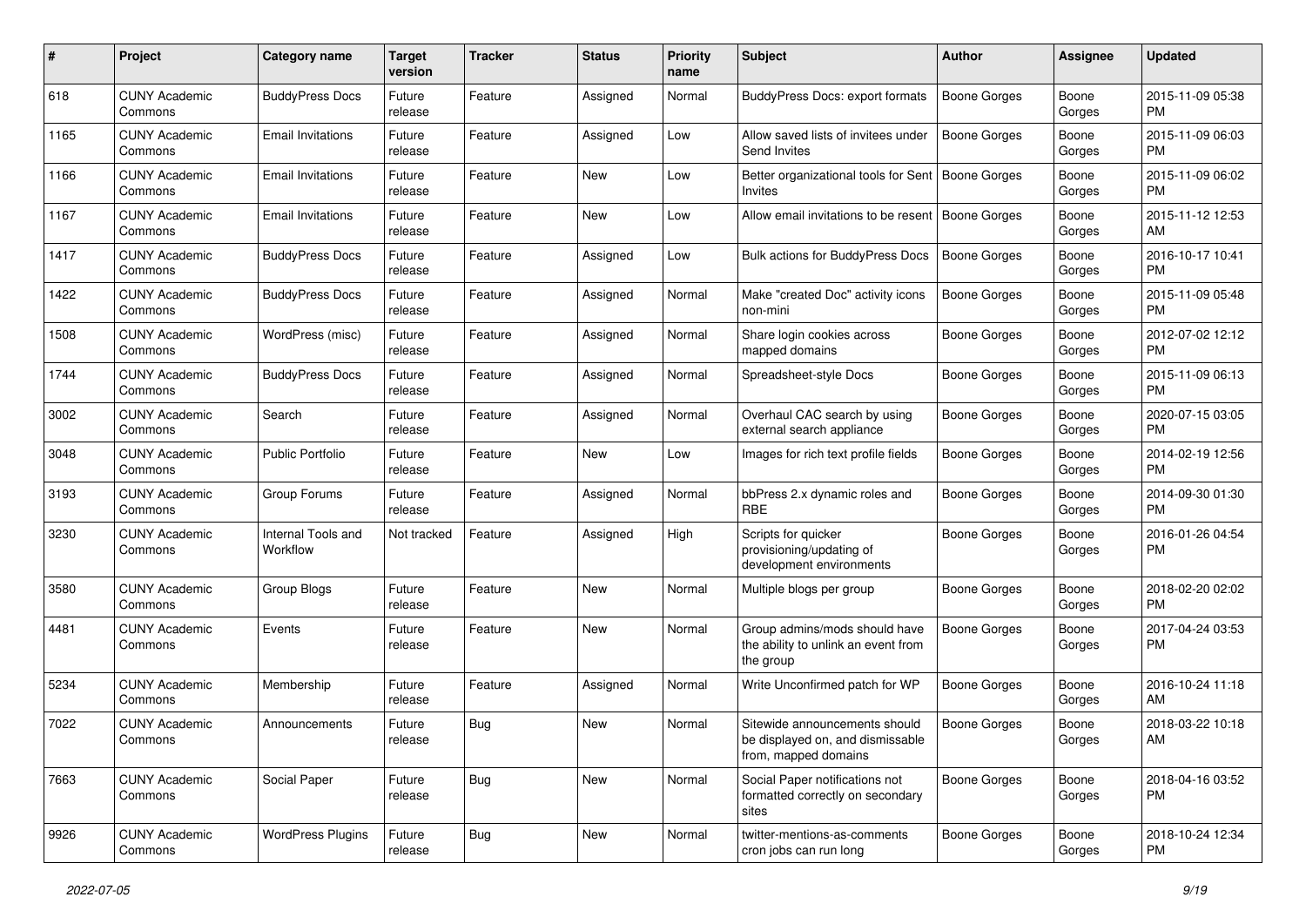| # | Project | Category name | Target version | Tracker | Status | Priority name | Subject | Author | Assignee | Updated |
|---|---|---|---|---|---|---|---|---|---|---|
| 618 | CUNY Academic Commons | BuddyPress Docs | Future release | Feature | Assigned | Normal | BuddyPress Docs: export formats | Boone Gorges | Boone Gorges | 2015-11-09 05:38 PM |
| 1165 | CUNY Academic Commons | Email Invitations | Future release | Feature | Assigned | Low | Allow saved lists of invitees under Send Invites | Boone Gorges | Boone Gorges | 2015-11-09 06:03 PM |
| 1166 | CUNY Academic Commons | Email Invitations | Future release | Feature | New | Low | Better organizational tools for Sent Invites | Boone Gorges | Boone Gorges | 2015-11-09 06:02 PM |
| 1167 | CUNY Academic Commons | Email Invitations | Future release | Feature | New | Low | Allow email invitations to be resent | Boone Gorges | Boone Gorges | 2015-11-12 12:53 AM |
| 1417 | CUNY Academic Commons | BuddyPress Docs | Future release | Feature | Assigned | Low | Bulk actions for BuddyPress Docs | Boone Gorges | Boone Gorges | 2016-10-17 10:41 PM |
| 1422 | CUNY Academic Commons | BuddyPress Docs | Future release | Feature | Assigned | Normal | Make "created Doc" activity icons non-mini | Boone Gorges | Boone Gorges | 2015-11-09 05:48 PM |
| 1508 | CUNY Academic Commons | WordPress (misc) | Future release | Feature | Assigned | Normal | Share login cookies across mapped domains | Boone Gorges | Boone Gorges | 2012-07-02 12:12 PM |
| 1744 | CUNY Academic Commons | BuddyPress Docs | Future release | Feature | Assigned | Normal | Spreadsheet-style Docs | Boone Gorges | Boone Gorges | 2015-11-09 06:13 PM |
| 3002 | CUNY Academic Commons | Search | Future release | Feature | Assigned | Normal | Overhaul CAC search by using external search appliance | Boone Gorges | Boone Gorges | 2020-07-15 03:05 PM |
| 3048 | CUNY Academic Commons | Public Portfolio | Future release | Feature | New | Low | Images for rich text profile fields | Boone Gorges | Boone Gorges | 2014-02-19 12:56 PM |
| 3193 | CUNY Academic Commons | Group Forums | Future release | Feature | Assigned | Normal | bbPress 2.x dynamic roles and RBE | Boone Gorges | Boone Gorges | 2014-09-30 01:30 PM |
| 3230 | CUNY Academic Commons | Internal Tools and Workflow | Not tracked | Feature | Assigned | High | Scripts for quicker provisioning/updating of development environments | Boone Gorges | Boone Gorges | 2016-01-26 04:54 PM |
| 3580 | CUNY Academic Commons | Group Blogs | Future release | Feature | New | Normal | Multiple blogs per group | Boone Gorges | Boone Gorges | 2018-02-20 02:02 PM |
| 4481 | CUNY Academic Commons | Events | Future release | Feature | New | Normal | Group admins/mods should have the ability to unlink an event from the group | Boone Gorges | Boone Gorges | 2017-04-24 03:53 PM |
| 5234 | CUNY Academic Commons | Membership | Future release | Feature | Assigned | Normal | Write Unconfirmed patch for WP | Boone Gorges | Boone Gorges | 2016-10-24 11:18 AM |
| 7022 | CUNY Academic Commons | Announcements | Future release | Bug | New | Normal | Sitewide announcements should be displayed on, and dismissable from, mapped domains | Boone Gorges | Boone Gorges | 2018-03-22 10:18 AM |
| 7663 | CUNY Academic Commons | Social Paper | Future release | Bug | New | Normal | Social Paper notifications not formatted correctly on secondary sites | Boone Gorges | Boone Gorges | 2018-04-16 03:52 PM |
| 9926 | CUNY Academic Commons | WordPress Plugins | Future release | Bug | New | Normal | twitter-mentions-as-comments cron jobs can run long | Boone Gorges | Boone Gorges | 2018-10-24 12:34 PM |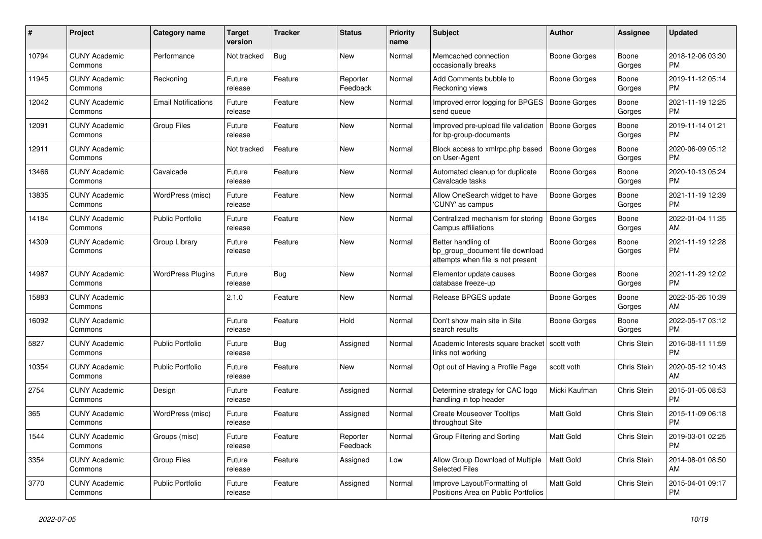| # | Project | Category name | Target version | Tracker | Status | Priority name | Subject | Author | Assignee | Updated |
|---|---|---|---|---|---|---|---|---|---|---|
| 10794 | CUNY Academic Commons | Performance | Not tracked | Bug | New | Normal | Memcached connection occasionally breaks | Boone Gorges | Boone Gorges | 2018-12-06 03:30 PM |
| 11945 | CUNY Academic Commons | Reckoning | Future release | Feature | Reporter Feedback | Normal | Add Comments bubble to Reckoning views | Boone Gorges | Boone Gorges | 2019-11-12 05:14 PM |
| 12042 | CUNY Academic Commons | Email Notifications | Future release | Feature | New | Normal | Improved error logging for BPGES send queue | Boone Gorges | Boone Gorges | 2021-11-19 12:25 PM |
| 12091 | CUNY Academic Commons | Group Files | Future release | Feature | New | Normal | Improved pre-upload file validation for bp-group-documents | Boone Gorges | Boone Gorges | 2019-11-14 01:21 PM |
| 12911 | CUNY Academic Commons | | Not tracked | Feature | New | Normal | Block access to xmlrpc.php based on User-Agent | Boone Gorges | Boone Gorges | 2020-06-09 05:12 PM |
| 13466 | CUNY Academic Commons | Cavalcade | Future release | Feature | New | Normal | Automated cleanup for duplicate Cavalcade tasks | Boone Gorges | Boone Gorges | 2020-10-13 05:24 PM |
| 13835 | CUNY Academic Commons | WordPress (misc) | Future release | Feature | New | Normal | Allow OneSearch widget to have 'CUNY' as campus | Boone Gorges | Boone Gorges | 2021-11-19 12:39 PM |
| 14184 | CUNY Academic Commons | Public Portfolio | Future release | Feature | New | Normal | Centralized mechanism for storing Campus affiliations | Boone Gorges | Boone Gorges | 2022-01-04 11:35 AM |
| 14309 | CUNY Academic Commons | Group Library | Future release | Feature | New | Normal | Better handling of bp_group_document file download attempts when file is not present | Boone Gorges | Boone Gorges | 2021-11-19 12:28 PM |
| 14987 | CUNY Academic Commons | WordPress Plugins | Future release | Bug | New | Normal | Elementor update causes database freeze-up | Boone Gorges | Boone Gorges | 2021-11-29 12:02 PM |
| 15883 | CUNY Academic Commons | | 2.1.0 | Feature | New | Normal | Release BPGES update | Boone Gorges | Boone Gorges | 2022-05-26 10:39 AM |
| 16092 | CUNY Academic Commons | | Future release | Feature | Hold | Normal | Don't show main site in Site search results | Boone Gorges | Boone Gorges | 2022-05-17 03:12 PM |
| 5827 | CUNY Academic Commons | Public Portfolio | Future release | Bug | Assigned | Normal | Academic Interests square bracket links not working | scott voth | Chris Stein | 2016-08-11 11:59 PM |
| 10354 | CUNY Academic Commons | Public Portfolio | Future release | Feature | New | Normal | Opt out of Having a Profile Page | scott voth | Chris Stein | 2020-05-12 10:43 AM |
| 2754 | CUNY Academic Commons | Design | Future release | Feature | Assigned | Normal | Determine strategy for CAC logo handling in top header | Micki Kaufman | Chris Stein | 2015-01-05 08:53 PM |
| 365 | CUNY Academic Commons | WordPress (misc) | Future release | Feature | Assigned | Normal | Create Mouseover Tooltips throughout Site | Matt Gold | Chris Stein | 2015-11-09 06:18 PM |
| 1544 | CUNY Academic Commons | Groups (misc) | Future release | Feature | Reporter Feedback | Normal | Group Filtering and Sorting | Matt Gold | Chris Stein | 2019-03-01 02:25 PM |
| 3354 | CUNY Academic Commons | Group Files | Future release | Feature | Assigned | Low | Allow Group Download of Multiple Selected Files | Matt Gold | Chris Stein | 2014-08-01 08:50 AM |
| 3770 | CUNY Academic Commons | Public Portfolio | Future release | Feature | Assigned | Normal | Improve Layout/Formatting of Positions Area on Public Portfolios | Matt Gold | Chris Stein | 2015-04-01 09:17 PM |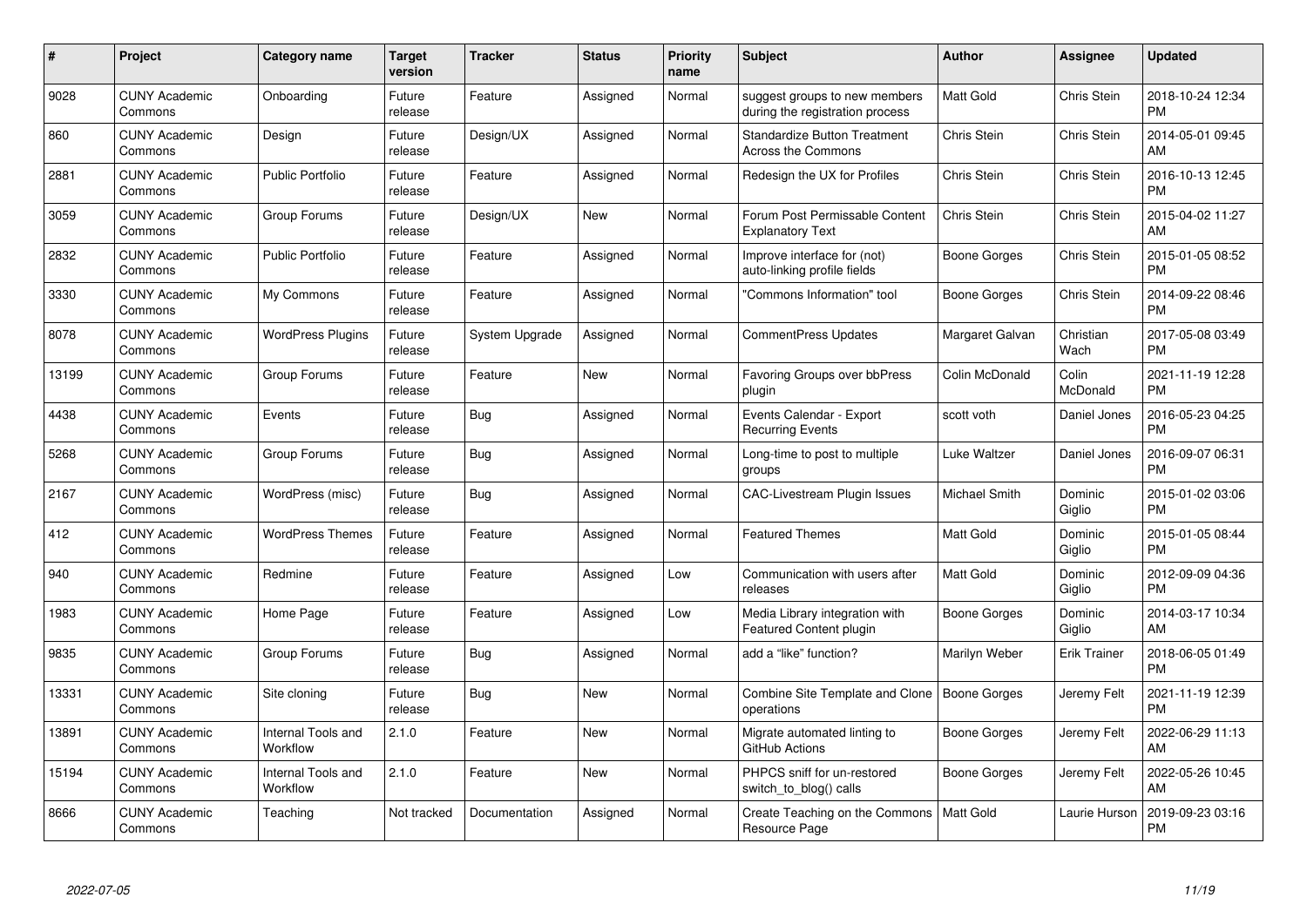| # | Project | Category name | Target version | Tracker | Status | Priority name | Subject | Author | Assignee | Updated |
|---|---|---|---|---|---|---|---|---|---|---|
| 9028 | CUNY Academic Commons | Onboarding | Future release | Feature | Assigned | Normal | suggest groups to new members during the registration process | Matt Gold | Chris Stein | 2018-10-24 12:34 PM |
| 860 | CUNY Academic Commons | Design | Future release | Design/UX | Assigned | Normal | Standardize Button Treatment Across the Commons | Chris Stein | Chris Stein | 2014-05-01 09:45 AM |
| 2881 | CUNY Academic Commons | Public Portfolio | Future release | Feature | Assigned | Normal | Redesign the UX for Profiles | Chris Stein | Chris Stein | 2016-10-13 12:45 PM |
| 3059 | CUNY Academic Commons | Group Forums | Future release | Design/UX | New | Normal | Forum Post Permissable Content Explanatory Text | Chris Stein | Chris Stein | 2015-04-02 11:27 AM |
| 2832 | CUNY Academic Commons | Public Portfolio | Future release | Feature | Assigned | Normal | Improve interface for (not) auto-linking profile fields | Boone Gorges | Chris Stein | 2015-01-05 08:52 PM |
| 3330 | CUNY Academic Commons | My Commons | Future release | Feature | Assigned | Normal | "Commons Information" tool | Boone Gorges | Chris Stein | 2014-09-22 08:46 PM |
| 8078 | CUNY Academic Commons | WordPress Plugins | Future release | System Upgrade | Assigned | Normal | CommentPress Updates | Margaret Galvan | Christian Wach | 2017-05-08 03:49 PM |
| 13199 | CUNY Academic Commons | Group Forums | Future release | Feature | New | Normal | Favoring Groups over bbPress plugin | Colin McDonald | Colin McDonald | 2021-11-19 12:28 PM |
| 4438 | CUNY Academic Commons | Events | Future release | Bug | Assigned | Normal | Events Calendar - Export Recurring Events | scott voth | Daniel Jones | 2016-05-23 04:25 PM |
| 5268 | CUNY Academic Commons | Group Forums | Future release | Bug | Assigned | Normal | Long-time to post to multiple groups | Luke Waltzer | Daniel Jones | 2016-09-07 06:31 PM |
| 2167 | CUNY Academic Commons | WordPress (misc) | Future release | Bug | Assigned | Normal | CAC-Livestream Plugin Issues | Michael Smith | Dominic Giglio | 2015-01-02 03:06 PM |
| 412 | CUNY Academic Commons | WordPress Themes | Future release | Feature | Assigned | Normal | Featured Themes | Matt Gold | Dominic Giglio | 2015-01-05 08:44 PM |
| 940 | CUNY Academic Commons | Redmine | Future release | Feature | Assigned | Low | Communication with users after releases | Matt Gold | Dominic Giglio | 2012-09-09 04:36 PM |
| 1983 | CUNY Academic Commons | Home Page | Future release | Feature | Assigned | Low | Media Library integration with Featured Content plugin | Boone Gorges | Dominic Giglio | 2014-03-17 10:34 AM |
| 9835 | CUNY Academic Commons | Group Forums | Future release | Bug | Assigned | Normal | add a "like" function? | Marilyn Weber | Erik Trainer | 2018-06-05 01:49 PM |
| 13331 | CUNY Academic Commons | Site cloning | Future release | Bug | New | Normal | Combine Site Template and Clone operations | Boone Gorges | Jeremy Felt | 2021-11-19 12:39 PM |
| 13891 | CUNY Academic Commons | Internal Tools and Workflow | 2.1.0 | Feature | New | Normal | Migrate automated linting to GitHub Actions | Boone Gorges | Jeremy Felt | 2022-06-29 11:13 AM |
| 15194 | CUNY Academic Commons | Internal Tools and Workflow | 2.1.0 | Feature | New | Normal | PHPCS sniff for un-restored switch_to_blog() calls | Boone Gorges | Jeremy Felt | 2022-05-26 10:45 AM |
| 8666 | CUNY Academic Commons | Teaching | Not tracked | Documentation | Assigned | Normal | Create Teaching on the Commons Resource Page | Matt Gold | Laurie Hurson | 2019-09-23 03:16 PM |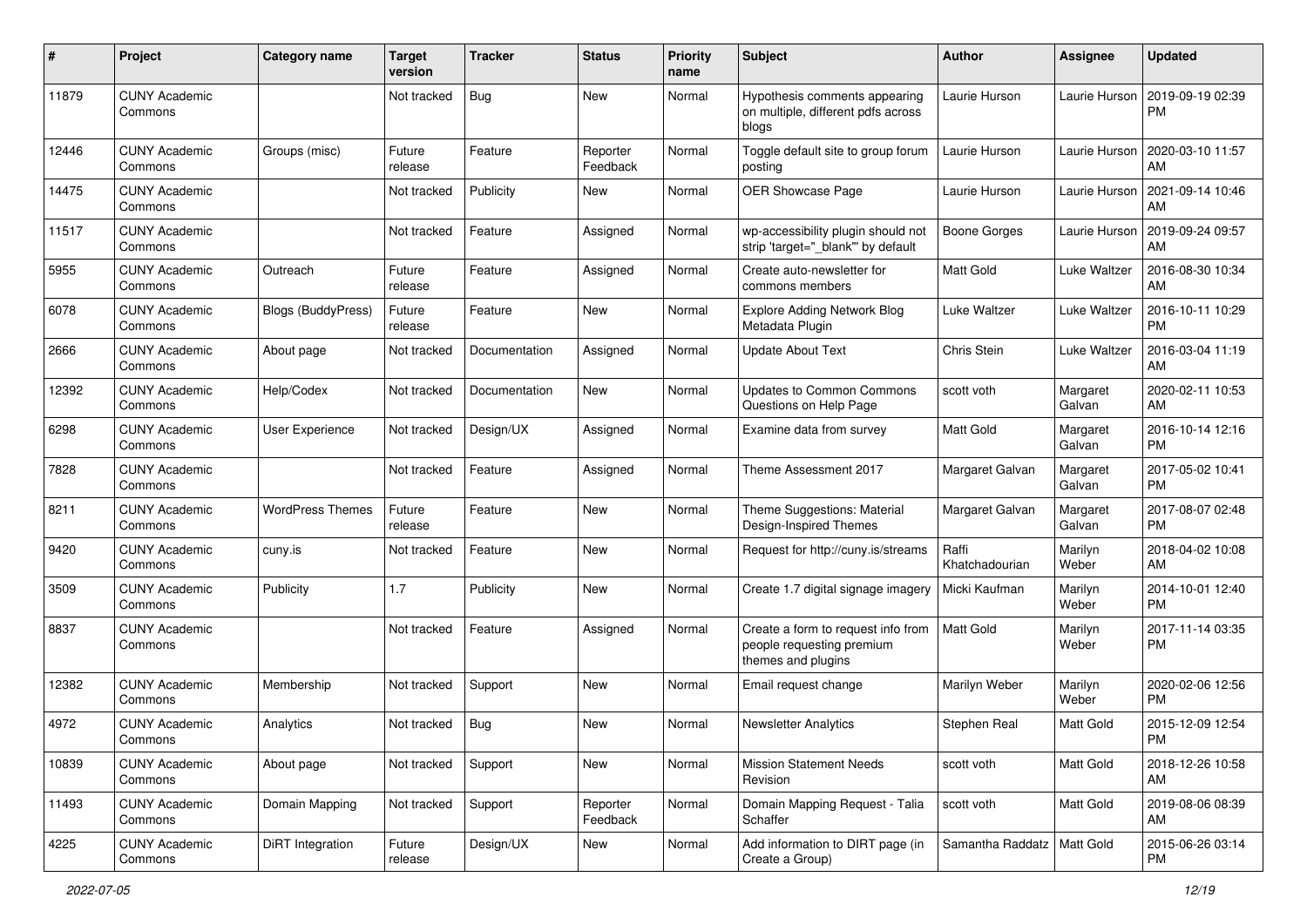| # | Project | Category name | Target version | Tracker | Status | Priority name | Subject | Author | Assignee | Updated |
|---|---|---|---|---|---|---|---|---|---|---|
| 11879 | CUNY Academic Commons | | Not tracked | Bug | New | Normal | Hypothesis comments appearing on multiple, different pdfs across blogs | Laurie Hurson | Laurie Hurson | 2019-09-19 02:39 PM |
| 12446 | CUNY Academic Commons | Groups (misc) | Future release | Feature | Reporter Feedback | Normal | Toggle default site to group forum posting | Laurie Hurson | Laurie Hurson | 2020-03-10 11:57 AM |
| 14475 | CUNY Academic Commons | | Not tracked | Publicity | New | Normal | OER Showcase Page | Laurie Hurson | Laurie Hurson | 2021-09-14 10:46 AM |
| 11517 | CUNY Academic Commons | | Not tracked | Feature | Assigned | Normal | wp-accessibility plugin should not strip 'target="_blank"' by default | Boone Gorges | Laurie Hurson | 2019-09-24 09:57 AM |
| 5955 | CUNY Academic Commons | Outreach | Future release | Feature | Assigned | Normal | Create auto-newsletter for commons members | Matt Gold | Luke Waltzer | 2016-08-30 10:34 AM |
| 6078 | CUNY Academic Commons | Blogs (BuddyPress) | Future release | Feature | New | Normal | Explore Adding Network Blog Metadata Plugin | Luke Waltzer | Luke Waltzer | 2016-10-11 10:29 PM |
| 2666 | CUNY Academic Commons | About page | Not tracked | Documentation | Assigned | Normal | Update About Text | Chris Stein | Luke Waltzer | 2016-03-04 11:19 AM |
| 12392 | CUNY Academic Commons | Help/Codex | Not tracked | Documentation | New | Normal | Updates to Common Commons Questions on Help Page | scott voth | Margaret Galvan | 2020-02-11 10:53 AM |
| 6298 | CUNY Academic Commons | User Experience | Not tracked | Design/UX | Assigned | Normal | Examine data from survey | Matt Gold | Margaret Galvan | 2016-10-14 12:16 PM |
| 7828 | CUNY Academic Commons | | Not tracked | Feature | Assigned | Normal | Theme Assessment 2017 | Margaret Galvan | Margaret Galvan | 2017-05-02 10:41 PM |
| 8211 | CUNY Academic Commons | WordPress Themes | Future release | Feature | New | Normal | Theme Suggestions: Material Design-Inspired Themes | Margaret Galvan | Margaret Galvan | 2017-08-07 02:48 PM |
| 9420 | CUNY Academic Commons | cuny.is | Not tracked | Feature | New | Normal | Request for http://cuny.is/streams | Raffi Khatchadourian | Marilyn Weber | 2018-04-02 10:08 AM |
| 3509 | CUNY Academic Commons | Publicity | 1.7 | Publicity | New | Normal | Create 1.7 digital signage imagery | Micki Kaufman | Marilyn Weber | 2014-10-01 12:40 PM |
| 8837 | CUNY Academic Commons | | Not tracked | Feature | Assigned | Normal | Create a form to request info from people requesting premium themes and plugins | Matt Gold | Marilyn Weber | 2017-11-14 03:35 PM |
| 12382 | CUNY Academic Commons | Membership | Not tracked | Support | New | Normal | Email request change | Marilyn Weber | Marilyn Weber | 2020-02-06 12:56 PM |
| 4972 | CUNY Academic Commons | Analytics | Not tracked | Bug | New | Normal | Newsletter Analytics | Stephen Real | Matt Gold | 2015-12-09 12:54 PM |
| 10839 | CUNY Academic Commons | About page | Not tracked | Support | New | Normal | Mission Statement Needs Revision | scott voth | Matt Gold | 2018-12-26 10:58 AM |
| 11493 | CUNY Academic Commons | Domain Mapping | Not tracked | Support | Reporter Feedback | Normal | Domain Mapping Request - Talia Schaffer | scott voth | Matt Gold | 2019-08-06 08:39 AM |
| 4225 | CUNY Academic Commons | DiRT Integration | Future release | Design/UX | New | Normal | Add information to DIRT page (in Create a Group) | Samantha Raddatz | Matt Gold | 2015-06-26 03:14 PM |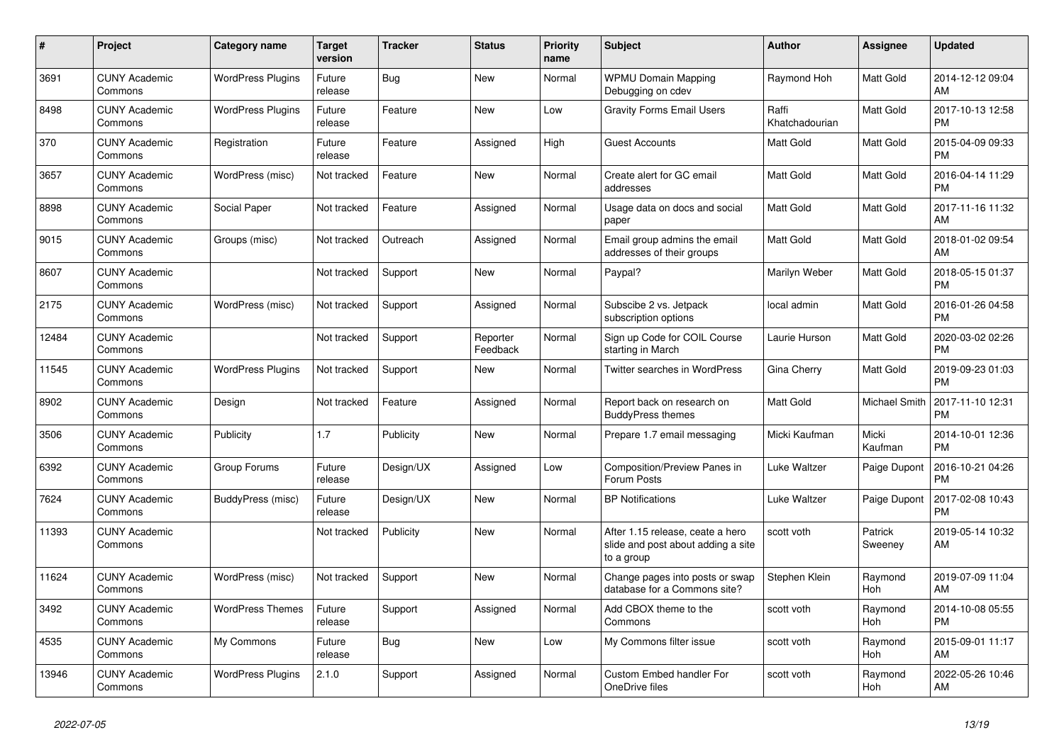| # | Project | Category name | Target version | Tracker | Status | Priority name | Subject | Author | Assignee | Updated |
|---|---|---|---|---|---|---|---|---|---|---|
| 3691 | CUNY Academic Commons | WordPress Plugins | Future release | Bug | New | Normal | WPMU Domain Mapping Debugging on cdev | Raymond Hoh | Matt Gold | 2014-12-12 09:04 AM |
| 8498 | CUNY Academic Commons | WordPress Plugins | Future release | Feature | New | Low | Gravity Forms Email Users | Raffi Khatchadourian | Matt Gold | 2017-10-13 12:58 PM |
| 370 | CUNY Academic Commons | Registration | Future release | Feature | Assigned | High | Guest Accounts | Matt Gold | Matt Gold | 2015-04-09 09:33 PM |
| 3657 | CUNY Academic Commons | WordPress (misc) | Not tracked | Feature | New | Normal | Create alert for GC email addresses | Matt Gold | Matt Gold | 2016-04-14 11:29 PM |
| 8898 | CUNY Academic Commons | Social Paper | Not tracked | Feature | Assigned | Normal | Usage data on docs and social paper | Matt Gold | Matt Gold | 2017-11-16 11:32 AM |
| 9015 | CUNY Academic Commons | Groups (misc) | Not tracked | Outreach | Assigned | Normal | Email group admins the email addresses of their groups | Matt Gold | Matt Gold | 2018-01-02 09:54 AM |
| 8607 | CUNY Academic Commons | | Not tracked | Support | New | Normal | Paypal? | Marilyn Weber | Matt Gold | 2018-05-15 01:37 PM |
| 2175 | CUNY Academic Commons | WordPress (misc) | Not tracked | Support | Assigned | Normal | Subscibe 2 vs. Jetpack subscription options | local admin | Matt Gold | 2016-01-26 04:58 PM |
| 12484 | CUNY Academic Commons | | Not tracked | Support | Reporter Feedback | Normal | Sign up Code for COIL Course starting in March | Laurie Hurson | Matt Gold | 2020-03-02 02:26 PM |
| 11545 | CUNY Academic Commons | WordPress Plugins | Not tracked | Support | New | Normal | Twitter searches in WordPress | Gina Cherry | Matt Gold | 2019-09-23 01:03 PM |
| 8902 | CUNY Academic Commons | Design | Not tracked | Feature | Assigned | Normal | Report back on research on BuddyPress themes | Matt Gold | Michael Smith | 2017-11-10 12:31 PM |
| 3506 | CUNY Academic Commons | Publicity | 1.7 | Publicity | New | Normal | Prepare 1.7 email messaging | Micki Kaufman | Micki Kaufman | 2014-10-01 12:36 PM |
| 6392 | CUNY Academic Commons | Group Forums | Future release | Design/UX | Assigned | Low | Composition/Preview Panes in Forum Posts | Luke Waltzer | Paige Dupont | 2016-10-21 04:26 PM |
| 7624 | CUNY Academic Commons | BuddyPress (misc) | Future release | Design/UX | New | Normal | BP Notifications | Luke Waltzer | Paige Dupont | 2017-02-08 10:43 PM |
| 11393 | CUNY Academic Commons | | Not tracked | Publicity | New | Normal | After 1.15 release, ceate a hero slide and post about adding a site to a group | scott voth | Patrick Sweeney | 2019-05-14 10:32 AM |
| 11624 | CUNY Academic Commons | WordPress (misc) | Not tracked | Support | New | Normal | Change pages into posts or swap database for a Commons site? | Stephen Klein | Raymond Hoh | 2019-07-09 11:04 AM |
| 3492 | CUNY Academic Commons | WordPress Themes | Future release | Support | Assigned | Normal | Add CBOX theme to the Commons | scott voth | Raymond Hoh | 2014-10-08 05:55 PM |
| 4535 | CUNY Academic Commons | My Commons | Future release | Bug | New | Low | My Commons filter issue | scott voth | Raymond Hoh | 2015-09-01 11:17 AM |
| 13946 | CUNY Academic Commons | WordPress Plugins | 2.1.0 | Support | Assigned | Normal | Custom Embed handler For OneDrive files | scott voth | Raymond Hoh | 2022-05-26 10:46 AM |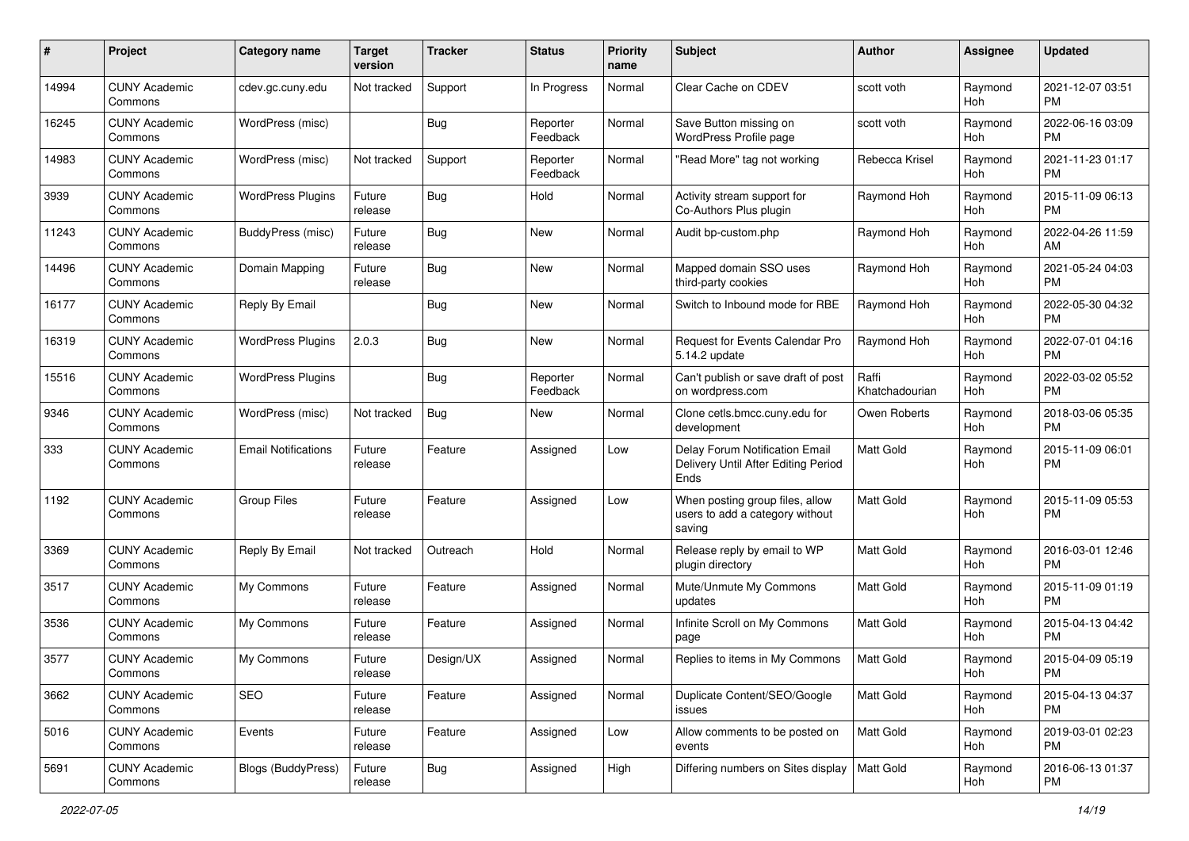| # | Project | Category name | Target version | Tracker | Status | Priority name | Subject | Author | Assignee | Updated |
|---|---|---|---|---|---|---|---|---|---|---|
| 14994 | CUNY Academic Commons | cdev.gc.cuny.edu | Not tracked | Support | In Progress | Normal | Clear Cache on CDEV | scott voth | Raymond Hoh | 2021-12-07 03:51 PM |
| 16245 | CUNY Academic Commons | WordPress (misc) | | Bug | Reporter Feedback | Normal | Save Button missing on WordPress Profile page | scott voth | Raymond Hoh | 2022-06-16 03:09 PM |
| 14983 | CUNY Academic Commons | WordPress (misc) | Not tracked | Support | Reporter Feedback | Normal | "Read More" tag not working | Rebecca Krisel | Raymond Hoh | 2021-11-23 01:17 PM |
| 3939 | CUNY Academic Commons | WordPress Plugins | Future release | Bug | Hold | Normal | Activity stream support for Co-Authors Plus plugin | Raymond Hoh | Raymond Hoh | 2015-11-09 06:13 PM |
| 11243 | CUNY Academic Commons | BuddyPress (misc) | Future release | Bug | New | Normal | Audit bp-custom.php | Raymond Hoh | Raymond Hoh | 2022-04-26 11:59 AM |
| 14496 | CUNY Academic Commons | Domain Mapping | Future release | Bug | New | Normal | Mapped domain SSO uses third-party cookies | Raymond Hoh | Raymond Hoh | 2021-05-24 04:03 PM |
| 16177 | CUNY Academic Commons | Reply By Email | | Bug | New | Normal | Switch to Inbound mode for RBE | Raymond Hoh | Raymond Hoh | 2022-05-30 04:32 PM |
| 16319 | CUNY Academic Commons | WordPress Plugins | 2.0.3 | Bug | New | Normal | Request for Events Calendar Pro 5.14.2 update | Raymond Hoh | Raymond Hoh | 2022-07-01 04:16 PM |
| 15516 | CUNY Academic Commons | WordPress Plugins | | Bug | Reporter Feedback | Normal | Can't publish or save draft of post on wordpress.com | Raffi Khatchadourian | Raymond Hoh | 2022-03-02 05:52 PM |
| 9346 | CUNY Academic Commons | WordPress (misc) | Not tracked | Bug | New | Normal | Clone cetls.bmcc.cuny.edu for development | Owen Roberts | Raymond Hoh | 2018-03-06 05:35 PM |
| 333 | CUNY Academic Commons | Email Notifications | Future release | Feature | Assigned | Low | Delay Forum Notification Email Delivery Until After Editing Period Ends | Matt Gold | Raymond Hoh | 2015-11-09 06:01 PM |
| 1192 | CUNY Academic Commons | Group Files | Future release | Feature | Assigned | Low | When posting group files, allow users to add a category without saving | Matt Gold | Raymond Hoh | 2015-11-09 05:53 PM |
| 3369 | CUNY Academic Commons | Reply By Email | Not tracked | Outreach | Hold | Normal | Release reply by email to WP plugin directory | Matt Gold | Raymond Hoh | 2016-03-01 12:46 PM |
| 3517 | CUNY Academic Commons | My Commons | Future release | Feature | Assigned | Normal | Mute/Unmute My Commons updates | Matt Gold | Raymond Hoh | 2015-11-09 01:19 PM |
| 3536 | CUNY Academic Commons | My Commons | Future release | Feature | Assigned | Normal | Infinite Scroll on My Commons page | Matt Gold | Raymond Hoh | 2015-04-13 04:42 PM |
| 3577 | CUNY Academic Commons | My Commons | Future release | Design/UX | Assigned | Normal | Replies to items in My Commons | Matt Gold | Raymond Hoh | 2015-04-09 05:19 PM |
| 3662 | CUNY Academic Commons | SEO | Future release | Feature | Assigned | Normal | Duplicate Content/SEO/Google issues | Matt Gold | Raymond Hoh | 2015-04-13 04:37 PM |
| 5016 | CUNY Academic Commons | Events | Future release | Feature | Assigned | Low | Allow comments to be posted on events | Matt Gold | Raymond Hoh | 2019-03-01 02:23 PM |
| 5691 | CUNY Academic Commons | Blogs (BuddyPress) | Future release | Bug | Assigned | High | Differing numbers on Sites display | Matt Gold | Raymond Hoh | 2016-06-13 01:37 PM |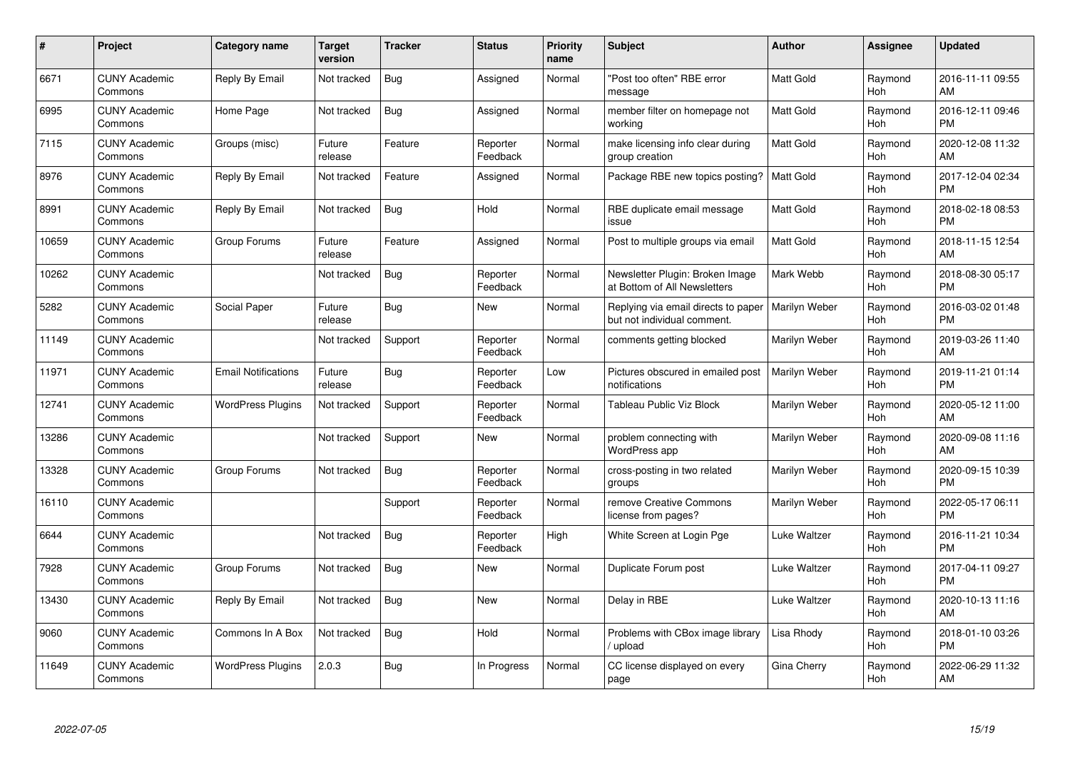| # | Project | Category name | Target version | Tracker | Status | Priority name | Subject | Author | Assignee | Updated |
|---|---|---|---|---|---|---|---|---|---|---|
| 6671 | CUNY Academic Commons | Reply By Email | Not tracked | Bug | Assigned | Normal | "Post too often" RBE error message | Matt Gold | Raymond Hoh | 2016-11-11 09:55 AM |
| 6995 | CUNY Academic Commons | Home Page | Not tracked | Bug | Assigned | Normal | member filter on homepage not working | Matt Gold | Raymond Hoh | 2016-12-11 09:46 PM |
| 7115 | CUNY Academic Commons | Groups (misc) | Future release | Feature | Reporter Feedback | Normal | make licensing info clear during group creation | Matt Gold | Raymond Hoh | 2020-12-08 11:32 AM |
| 8976 | CUNY Academic Commons | Reply By Email | Not tracked | Feature | Assigned | Normal | Package RBE new topics posting? | Matt Gold | Raymond Hoh | 2017-12-04 02:34 PM |
| 8991 | CUNY Academic Commons | Reply By Email | Not tracked | Bug | Hold | Normal | RBE duplicate email message issue | Matt Gold | Raymond Hoh | 2018-02-18 08:53 PM |
| 10659 | CUNY Academic Commons | Group Forums | Future release | Feature | Assigned | Normal | Post to multiple groups via email | Matt Gold | Raymond Hoh | 2018-11-15 12:54 AM |
| 10262 | CUNY Academic Commons | | Not tracked | Bug | Reporter Feedback | Normal | Newsletter Plugin: Broken Image at Bottom of All Newsletters | Mark Webb | Raymond Hoh | 2018-08-30 05:17 PM |
| 5282 | CUNY Academic Commons | Social Paper | Future release | Bug | New | Normal | Replying via email directs to paper but not individual comment. | Marilyn Weber | Raymond Hoh | 2016-03-02 01:48 PM |
| 11149 | CUNY Academic Commons | | Not tracked | Support | Reporter Feedback | Normal | comments getting blocked | Marilyn Weber | Raymond Hoh | 2019-03-26 11:40 AM |
| 11971 | CUNY Academic Commons | Email Notifications | Future release | Bug | Reporter Feedback | Low | Pictures obscured in emailed post notifications | Marilyn Weber | Raymond Hoh | 2019-11-21 01:14 PM |
| 12741 | CUNY Academic Commons | WordPress Plugins | Not tracked | Support | Reporter Feedback | Normal | Tableau Public Viz Block | Marilyn Weber | Raymond Hoh | 2020-05-12 11:00 AM |
| 13286 | CUNY Academic Commons | | Not tracked | Support | New | Normal | problem connecting with WordPress app | Marilyn Weber | Raymond Hoh | 2020-09-08 11:16 AM |
| 13328 | CUNY Academic Commons | Group Forums | Not tracked | Bug | Reporter Feedback | Normal | cross-posting in two related groups | Marilyn Weber | Raymond Hoh | 2020-09-15 10:39 PM |
| 16110 | CUNY Academic Commons | | | Support | Reporter Feedback | Normal | remove Creative Commons license from pages? | Marilyn Weber | Raymond Hoh | 2022-05-17 06:11 PM |
| 6644 | CUNY Academic Commons | | Not tracked | Bug | Reporter Feedback | High | White Screen at Login Pge | Luke Waltzer | Raymond Hoh | 2016-11-21 10:34 PM |
| 7928 | CUNY Academic Commons | Group Forums | Not tracked | Bug | New | Normal | Duplicate Forum post | Luke Waltzer | Raymond Hoh | 2017-04-11 09:27 PM |
| 13430 | CUNY Academic Commons | Reply By Email | Not tracked | Bug | New | Normal | Delay in RBE | Luke Waltzer | Raymond Hoh | 2020-10-13 11:16 AM |
| 9060 | CUNY Academic Commons | Commons In A Box | Not tracked | Bug | Hold | Normal | Problems with CBox image library / upload | Lisa Rhody | Raymond Hoh | 2018-01-10 03:26 PM |
| 11649 | CUNY Academic Commons | WordPress Plugins | 2.0.3 | Bug | In Progress | Normal | CC license displayed on every page | Gina Cherry | Raymond Hoh | 2022-06-29 11:32 AM |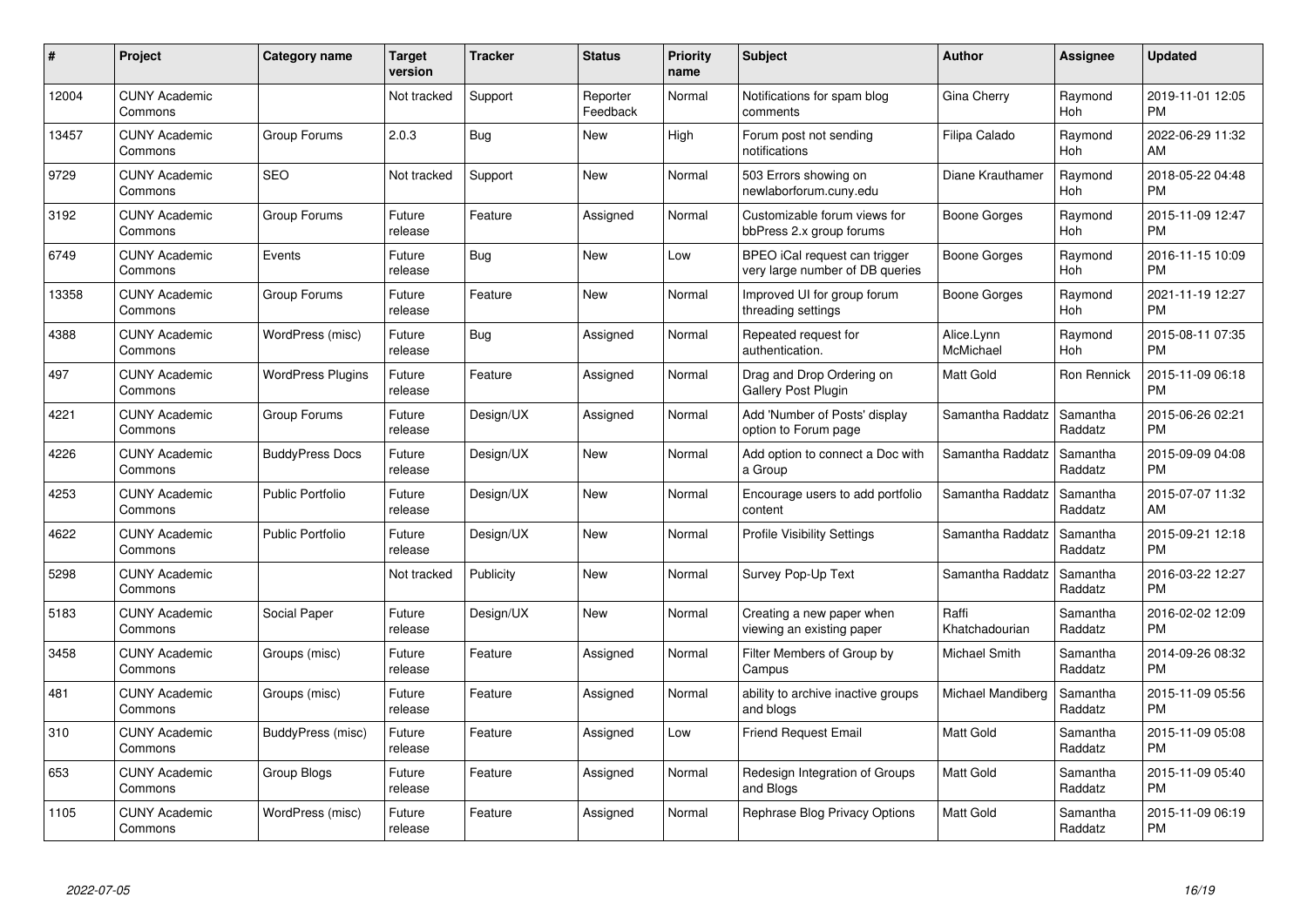| # | Project | Category name | Target version | Tracker | Status | Priority name | Subject | Author | Assignee | Updated |
|---|---|---|---|---|---|---|---|---|---|---|
| 12004 | CUNY Academic Commons | | Not tracked | Support | Reporter Feedback | Normal | Notifications for spam blog comments | Gina Cherry | Raymond Hoh | 2019-11-01 12:05 PM |
| 13457 | CUNY Academic Commons | Group Forums | 2.0.3 | Bug | New | High | Forum post not sending notifications | Filipa Calado | Raymond Hoh | 2022-06-29 11:32 AM |
| 9729 | CUNY Academic Commons | SEO | Not tracked | Support | New | Normal | 503 Errors showing on newlaborforum.cuny.edu | Diane Krauthamer | Raymond Hoh | 2018-05-22 04:48 PM |
| 3192 | CUNY Academic Commons | Group Forums | Future release | Feature | Assigned | Normal | Customizable forum views for bbPress 2.x group forums | Boone Gorges | Raymond Hoh | 2015-11-09 12:47 PM |
| 6749 | CUNY Academic Commons | Events | Future release | Bug | New | Low | BPEO iCal request can trigger very large number of DB queries | Boone Gorges | Raymond Hoh | 2016-11-15 10:09 PM |
| 13358 | CUNY Academic Commons | Group Forums | Future release | Feature | New | Normal | Improved UI for group forum threading settings | Boone Gorges | Raymond Hoh | 2021-11-19 12:27 PM |
| 4388 | CUNY Academic Commons | WordPress (misc) | Future release | Bug | Assigned | Normal | Repeated request for authentication. | Alice.Lynn McMichael | Raymond Hoh | 2015-08-11 07:35 PM |
| 497 | CUNY Academic Commons | WordPress Plugins | Future release | Feature | Assigned | Normal | Drag and Drop Ordering on Gallery Post Plugin | Matt Gold | Ron Rennick | 2015-11-09 06:18 PM |
| 4221 | CUNY Academic Commons | Group Forums | Future release | Design/UX | Assigned | Normal | Add 'Number of Posts' display option to Forum page | Samantha Raddatz | Samantha Raddatz | 2015-06-26 02:21 PM |
| 4226 | CUNY Academic Commons | BuddyPress Docs | Future release | Design/UX | New | Normal | Add option to connect a Doc with a Group | Samantha Raddatz | Samantha Raddatz | 2015-09-09 04:08 PM |
| 4253 | CUNY Academic Commons | Public Portfolio | Future release | Design/UX | New | Normal | Encourage users to add portfolio content | Samantha Raddatz | Samantha Raddatz | 2015-07-07 11:32 AM |
| 4622 | CUNY Academic Commons | Public Portfolio | Future release | Design/UX | New | Normal | Profile Visibility Settings | Samantha Raddatz | Samantha Raddatz | 2015-09-21 12:18 PM |
| 5298 | CUNY Academic Commons | | Not tracked | Publicity | New | Normal | Survey Pop-Up Text | Samantha Raddatz | Samantha Raddatz | 2016-03-22 12:27 PM |
| 5183 | CUNY Academic Commons | Social Paper | Future release | Design/UX | New | Normal | Creating a new paper when viewing an existing paper | Raffi Khatchadourian | Samantha Raddatz | 2016-02-02 12:09 PM |
| 3458 | CUNY Academic Commons | Groups (misc) | Future release | Feature | Assigned | Normal | Filter Members of Group by Campus | Michael Smith | Samantha Raddatz | 2014-09-26 08:32 PM |
| 481 | CUNY Academic Commons | Groups (misc) | Future release | Feature | Assigned | Normal | ability to archive inactive groups and blogs | Michael Mandiberg | Samantha Raddatz | 2015-11-09 05:56 PM |
| 310 | CUNY Academic Commons | BuddyPress (misc) | Future release | Feature | Assigned | Low | Friend Request Email | Matt Gold | Samantha Raddatz | 2015-11-09 05:08 PM |
| 653 | CUNY Academic Commons | Group Blogs | Future release | Feature | Assigned | Normal | Redesign Integration of Groups and Blogs | Matt Gold | Samantha Raddatz | 2015-11-09 05:40 PM |
| 1105 | CUNY Academic Commons | WordPress (misc) | Future release | Feature | Assigned | Normal | Rephrase Blog Privacy Options | Matt Gold | Samantha Raddatz | 2015-11-09 06:19 PM |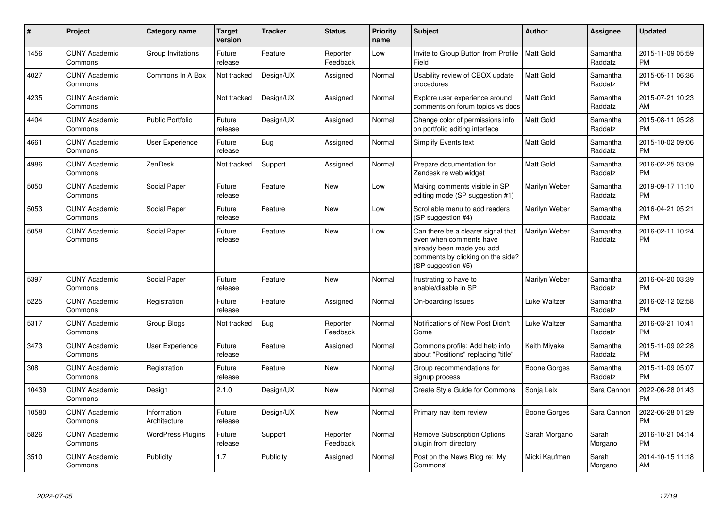| # | Project | Category name | Target version | Tracker | Status | Priority name | Subject | Author | Assignee | Updated |
|---|---|---|---|---|---|---|---|---|---|---|
| 1456 | CUNY Academic Commons | Group Invitations | Future release | Feature | Reporter Feedback | Low | Invite to Group Button from Profile Field | Matt Gold | Samantha Raddatz | 2015-11-09 05:59 PM |
| 4027 | CUNY Academic Commons | Commons In A Box | Not tracked | Design/UX | Assigned | Normal | Usability review of CBOX update procedures | Matt Gold | Samantha Raddatz | 2015-05-11 06:36 PM |
| 4235 | CUNY Academic Commons | | Not tracked | Design/UX | Assigned | Normal | Explore user experience around comments on forum topics vs docs | Matt Gold | Samantha Raddatz | 2015-07-21 10:23 AM |
| 4404 | CUNY Academic Commons | Public Portfolio | Future release | Design/UX | Assigned | Normal | Change color of permissions info on portfolio editing interface | Matt Gold | Samantha Raddatz | 2015-08-11 05:28 PM |
| 4661 | CUNY Academic Commons | User Experience | Future release | Bug | Assigned | Normal | Simplify Events text | Matt Gold | Samantha Raddatz | 2015-10-02 09:06 PM |
| 4986 | CUNY Academic Commons | ZenDesk | Not tracked | Support | Assigned | Normal | Prepare documentation for Zendesk re web widget | Matt Gold | Samantha Raddatz | 2016-02-25 03:09 PM |
| 5050 | CUNY Academic Commons | Social Paper | Future release | Feature | New | Low | Making comments visible in SP editing mode (SP suggestion #1) | Marilyn Weber | Samantha Raddatz | 2019-09-17 11:10 PM |
| 5053 | CUNY Academic Commons | Social Paper | Future release | Feature | New | Low | Scrollable menu to add readers (SP suggestion #4) | Marilyn Weber | Samantha Raddatz | 2016-04-21 05:21 PM |
| 5058 | CUNY Academic Commons | Social Paper | Future release | Feature | New | Low | Can there be a clearer signal that even when comments have already been made you add comments by clicking on the side? (SP suggestion #5) | Marilyn Weber | Samantha Raddatz | 2016-02-11 10:24 PM |
| 5397 | CUNY Academic Commons | Social Paper | Future release | Feature | New | Normal | frustrating to have to enable/disable in SP | Marilyn Weber | Samantha Raddatz | 2016-04-20 03:39 PM |
| 5225 | CUNY Academic Commons | Registration | Future release | Feature | Assigned | Normal | On-boarding Issues | Luke Waltzer | Samantha Raddatz | 2016-02-12 02:58 PM |
| 5317 | CUNY Academic Commons | Group Blogs | Not tracked | Bug | Reporter Feedback | Normal | Notifications of New Post Didn't Come | Luke Waltzer | Samantha Raddatz | 2016-03-21 10:41 PM |
| 3473 | CUNY Academic Commons | User Experience | Future release | Feature | Assigned | Normal | Commons profile: Add help info about "Positions" replacing "title" | Keith Miyake | Samantha Raddatz | 2015-11-09 02:28 PM |
| 308 | CUNY Academic Commons | Registration | Future release | Feature | New | Normal | Group recommendations for signup process | Boone Gorges | Samantha Raddatz | 2015-11-09 05:07 PM |
| 10439 | CUNY Academic Commons | Design | 2.1.0 | Design/UX | New | Normal | Create Style Guide for Commons | Sonja Leix | Sara Cannon | 2022-06-28 01:43 PM |
| 10580 | CUNY Academic Commons | Information Architecture | Future release | Design/UX | New | Normal | Primary nav item review | Boone Gorges | Sara Cannon | 2022-06-28 01:29 PM |
| 5826 | CUNY Academic Commons | WordPress Plugins | Future release | Support | Reporter Feedback | Normal | Remove Subscription Options plugin from directory | Sarah Morgano | Sarah Morgano | 2016-10-21 04:14 PM |
| 3510 | CUNY Academic Commons | Publicity | 1.7 | Publicity | Assigned | Normal | Post on the News Blog re: 'My Commons' | Micki Kaufman | Sarah Morgano | 2014-10-15 11:18 AM |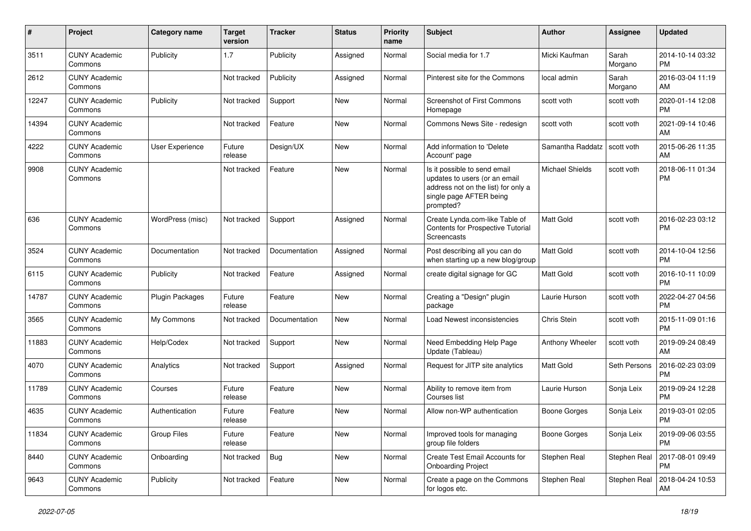| # | Project | Category name | Target version | Tracker | Status | Priority name | Subject | Author | Assignee | Updated |
|---|---|---|---|---|---|---|---|---|---|---|
| 3511 | CUNY Academic Commons | Publicity | 1.7 | Publicity | Assigned | Normal | Social media for 1.7 | Micki Kaufman | Sarah Morgano | 2014-10-14 03:32 PM |
| 2612 | CUNY Academic Commons | | Not tracked | Publicity | Assigned | Normal | Pinterest site for the Commons | local admin | Sarah Morgano | 2016-03-04 11:19 AM |
| 12247 | CUNY Academic Commons | Publicity | Not tracked | Support | New | Normal | Screenshot of First Commons Homepage | scott voth | scott voth | 2020-01-14 12:08 PM |
| 14394 | CUNY Academic Commons | | Not tracked | Feature | New | Normal | Commons News Site - redesign | scott voth | scott voth | 2021-09-14 10:46 AM |
| 4222 | CUNY Academic Commons | User Experience | Future release | Design/UX | New | Normal | Add information to 'Delete Account' page | Samantha Raddatz | scott voth | 2015-06-26 11:35 AM |
| 9908 | CUNY Academic Commons | | Not tracked | Feature | New | Normal | Is it possible to send email updates to users (or an email address not on the list) for only a single page AFTER being prompted? | Michael Shields | scott voth | 2018-06-11 01:34 PM |
| 636 | CUNY Academic Commons | WordPress (misc) | Not tracked | Support | Assigned | Normal | Create Lynda.com-like Table of Contents for Prospective Tutorial Screencasts | Matt Gold | scott voth | 2016-02-23 03:12 PM |
| 3524 | CUNY Academic Commons | Documentation | Not tracked | Documentation | Assigned | Normal | Post describing all you can do when starting up a new blog/group | Matt Gold | scott voth | 2014-10-04 12:56 PM |
| 6115 | CUNY Academic Commons | Publicity | Not tracked | Feature | Assigned | Normal | create digital signage for GC | Matt Gold | scott voth | 2016-10-11 10:09 PM |
| 14787 | CUNY Academic Commons | Plugin Packages | Future release | Feature | New | Normal | Creating a "Design" plugin package | Laurie Hurson | scott voth | 2022-04-27 04:56 PM |
| 3565 | CUNY Academic Commons | My Commons | Not tracked | Documentation | New | Normal | Load Newest inconsistencies | Chris Stein | scott voth | 2015-11-09 01:16 PM |
| 11883 | CUNY Academic Commons | Help/Codex | Not tracked | Support | New | Normal | Need Embedding Help Page Update (Tableau) | Anthony Wheeler | scott voth | 2019-09-24 08:49 AM |
| 4070 | CUNY Academic Commons | Analytics | Not tracked | Support | Assigned | Normal | Request for JITP site analytics | Matt Gold | Seth Persons | 2016-02-23 03:09 PM |
| 11789 | CUNY Academic Commons | Courses | Future release | Feature | New | Normal | Ability to remove item from Courses list | Laurie Hurson | Sonja Leix | 2019-09-24 12:28 PM |
| 4635 | CUNY Academic Commons | Authentication | Future release | Feature | New | Normal | Allow non-WP authentication | Boone Gorges | Sonja Leix | 2019-03-01 02:05 PM |
| 11834 | CUNY Academic Commons | Group Files | Future release | Feature | New | Normal | Improved tools for managing group file folders | Boone Gorges | Sonja Leix | 2019-09-06 03:55 PM |
| 8440 | CUNY Academic Commons | Onboarding | Not tracked | Bug | New | Normal | Create Test Email Accounts for Onboarding Project | Stephen Real | Stephen Real | 2017-08-01 09:49 PM |
| 9643 | CUNY Academic Commons | Publicity | Not tracked | Feature | New | Normal | Create a page on the Commons for logos etc. | Stephen Real | Stephen Real | 2018-04-24 10:53 AM |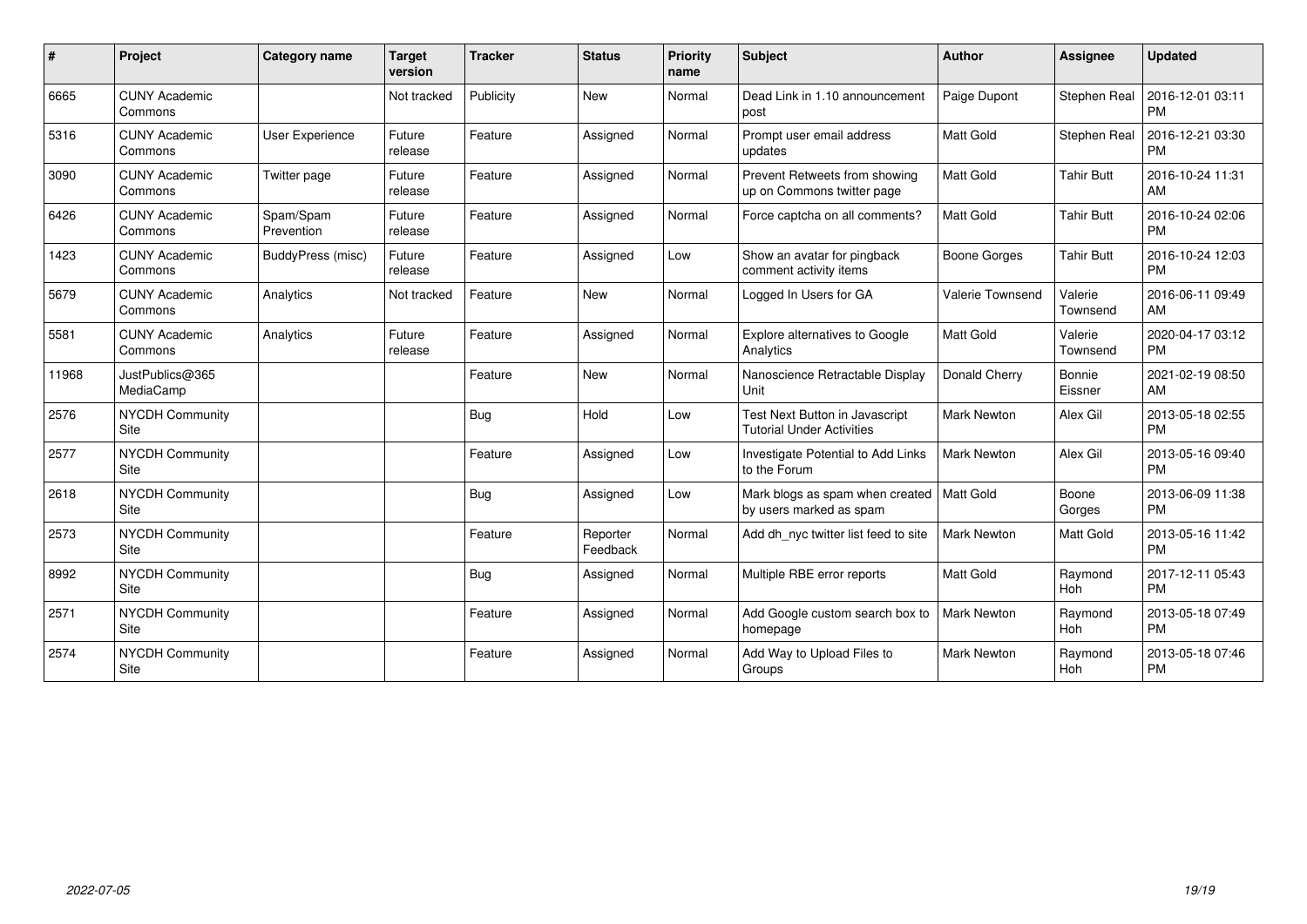| # | Project | Category name | Target version | Tracker | Status | Priority name | Subject | Author | Assignee | Updated |
|---|---|---|---|---|---|---|---|---|---|---|
| 6665 | CUNY Academic Commons | | Not tracked | Publicity | New | Normal | Dead Link in 1.10 announcement post | Paige Dupont | Stephen Real | 2016-12-01 03:11 PM |
| 5316 | CUNY Academic Commons | User Experience | Future release | Feature | Assigned | Normal | Prompt user email address updates | Matt Gold | Stephen Real | 2016-12-21 03:30 PM |
| 3090 | CUNY Academic Commons | Twitter page | Future release | Feature | Assigned | Normal | Prevent Retweets from showing up on Commons twitter page | Matt Gold | Tahir Butt | 2016-10-24 11:31 AM |
| 6426 | CUNY Academic Commons | Spam/Spam Prevention | Future release | Feature | Assigned | Normal | Force captcha on all comments? | Matt Gold | Tahir Butt | 2016-10-24 02:06 PM |
| 1423 | CUNY Academic Commons | BuddyPress (misc) | Future release | Feature | Assigned | Low | Show an avatar for pingback comment activity items | Boone Gorges | Tahir Butt | 2016-10-24 12:03 PM |
| 5679 | CUNY Academic Commons | Analytics | Not tracked | Feature | New | Normal | Logged In Users for GA | Valerie Townsend | Valerie Townsend | 2016-06-11 09:49 AM |
| 5581 | CUNY Academic Commons | Analytics | Future release | Feature | Assigned | Normal | Explore alternatives to Google Analytics | Matt Gold | Valerie Townsend | 2020-04-17 03:12 PM |
| 11968 | JustPublics@365 MediaCamp | | | Feature | New | Normal | Nanoscience Retractable Display Unit | Donald Cherry | Bonnie Eissner | 2021-02-19 08:50 AM |
| 2576 | NYCDH Community Site | | | Bug | Hold | Low | Test Next Button in Javascript Tutorial Under Activities | Mark Newton | Alex Gil | 2013-05-18 02:55 PM |
| 2577 | NYCDH Community Site | | | Feature | Assigned | Low | Investigate Potential to Add Links to the Forum | Mark Newton | Alex Gil | 2013-05-16 09:40 PM |
| 2618 | NYCDH Community Site | | | Bug | Assigned | Low | Mark blogs as spam when created by users marked as spam | Matt Gold | Boone Gorges | 2013-06-09 11:38 PM |
| 2573 | NYCDH Community Site | | | Feature | Reporter Feedback | Normal | Add dh_nyc twitter list feed to site | Mark Newton | Matt Gold | 2013-05-16 11:42 PM |
| 8992 | NYCDH Community Site | | | Bug | Assigned | Normal | Multiple RBE error reports | Matt Gold | Raymond Hoh | 2017-12-11 05:43 PM |
| 2571 | NYCDH Community Site | | | Feature | Assigned | Normal | Add Google custom search box to homepage | Mark Newton | Raymond Hoh | 2013-05-18 07:49 PM |
| 2574 | NYCDH Community Site | | | Feature | Assigned | Normal | Add Way to Upload Files to Groups | Mark Newton | Raymond Hoh | 2013-05-18 07:46 PM |